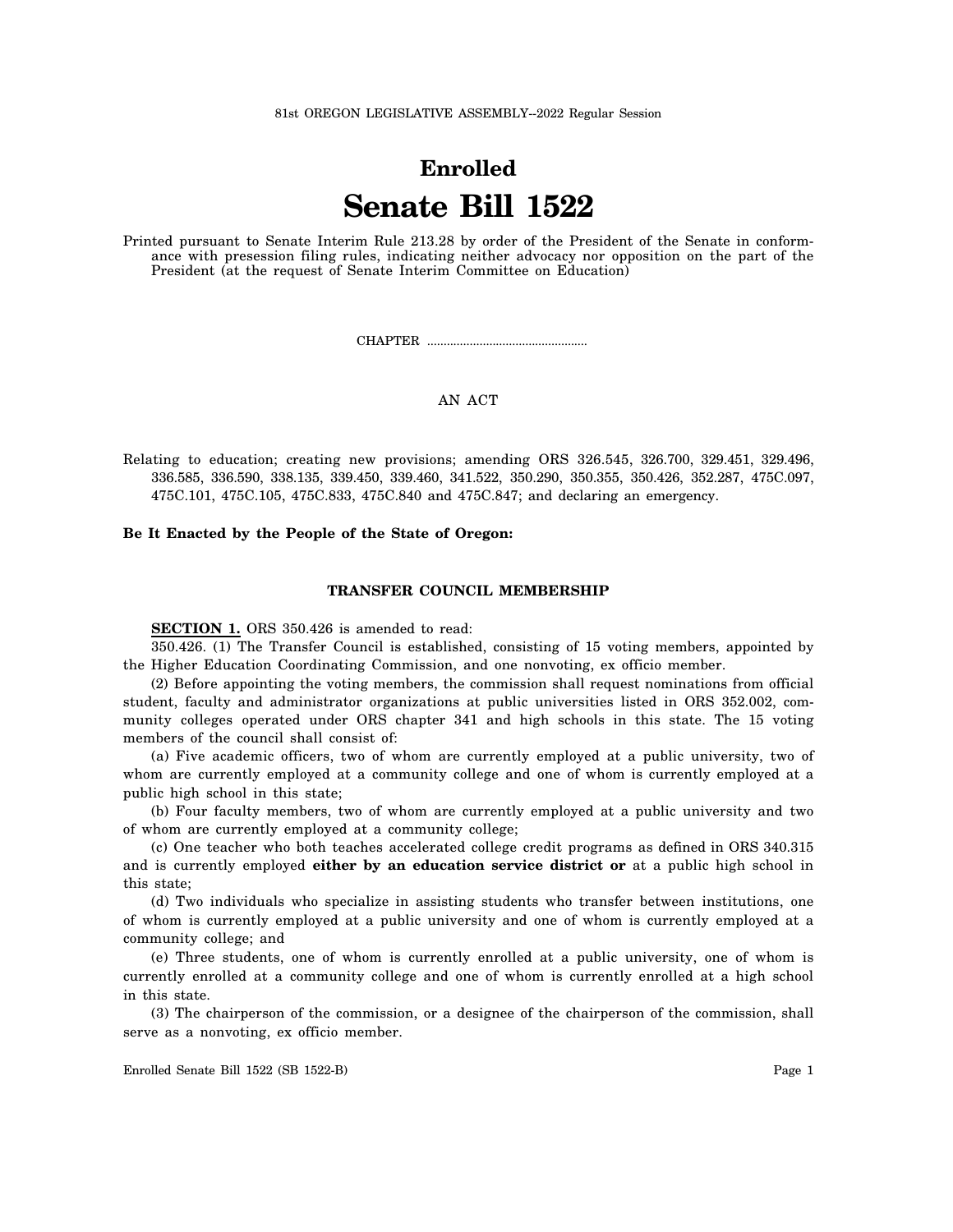81st OREGON LEGISLATIVE ASSEMBLY--2022 Regular Session

# Enrolled

# Senate Bill 1522

Printed pursuant to Senate Interim Rule 213.28 by order of the President of the Senate in conformance with presession filing rules, indicating neither advocacy nor opposition on the part of the President (at the request of Senate Interim Committee on Education)

CHAPTER .................................................

AN ACT

Relating to education; creating new provisions; amending ORS 326.545, 326.700, 329.451, 329.496, 336.585, 336.590, 338.135, 339.450, 339.460, 341.522, 350.290, 350.355, 350.426, 352.287, 475C.097, 475C.101, 475C.105, 475C.833, 475C.840 and 475C.847; and declaring an emergency.

**Be It Enacted by the People of the State of Oregon:**

### TRANSFER COUNCIL MEMBERSHIP

**SECTION 1.** ORS 350.426 is amended to read:

350.426. (1) The Transfer Council is established, consisting of 15 voting members, appointed by the Higher Education Coordinating Commission, and one nonvoting, ex officio member.

(2) Before appointing the voting members, the commission shall request nominations from official student, faculty and administrator organizations at public universities listed in ORS 352.002, community colleges operated under ORS chapter 341 and high schools in this state. The 15 voting members of the council shall consist of:

(a) Five academic officers, two of whom are currently employed at a public university, two of whom are currently employed at a community college and one of whom is currently employed at a public high school in this state;

(b) Four faculty members, two of whom are currently employed at a public university and two of whom are currently employed at a community college;

(c) One teacher who both teaches accelerated college credit programs as defined in ORS 340.315 and is currently employed **either by an education service district or** at a public high school in this state;

(d) Two individuals who specialize in assisting students who transfer between institutions, one of whom is currently employed at a public university and one of whom is currently employed at a community college; and

(e) Three students, one of whom is currently enrolled at a public university, one of whom is currently enrolled at a community college and one of whom is currently enrolled at a high school in this state.

(3) The chairperson of the commission, or a designee of the chairperson of the commission, shall serve as a nonvoting, ex officio member.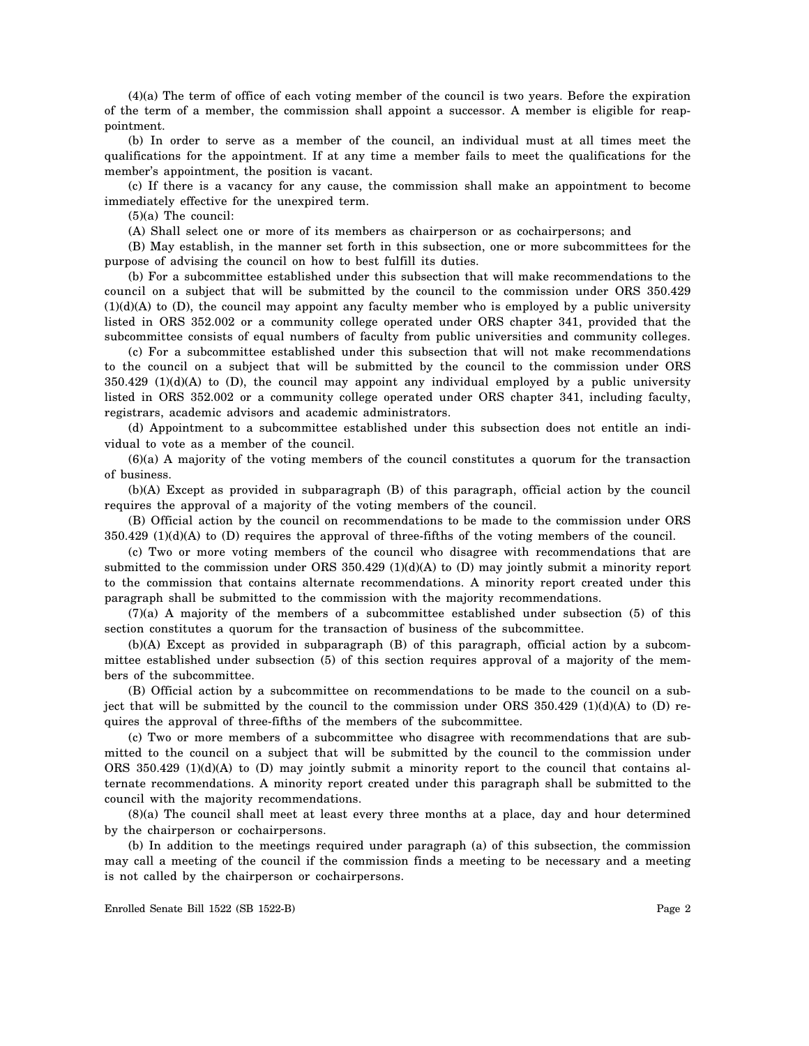(4)(a) The term of office of each voting member of the council is two years. Before the expiration of the term of a member, the commission shall appoint a successor. A member is eligible for reappointment.

(b) In order to serve as a member of the council, an individual must at all times meet the qualifications for the appointment. If at any time a member fails to meet the qualifications for the member's appointment, the position is vacant.

(c) If there is a vacancy for any cause, the commission shall make an appointment to become immediately effective for the unexpired term.

(5)(a) The council:

(A) Shall select one or more of its members as chairperson or as cochairpersons; and

(B) May establish, in the manner set forth in this subsection, one or more subcommittees for the purpose of advising the council on how to best fulfill its duties.

(b) For a subcommittee established under this subsection that will make recommendations to the council on a subject that will be submitted by the council to the commission under ORS 350.429 (1)(d)(A) to (D), the council may appoint any faculty member who is employed by a public university listed in ORS 352.002 or a community college operated under ORS chapter 341, provided that the subcommittee consists of equal numbers of faculty from public universities and community colleges.

(c) For a subcommittee established under this subsection that will not make recommendations to the council on a subject that will be submitted by the council to the commission under ORS 350.429 (1)(d)(A) to (D), the council may appoint any individual employed by a public university listed in ORS 352.002 or a community college operated under ORS chapter 341, including faculty, registrars, academic advisors and academic administrators.

(d) Appointment to a subcommittee established under this subsection does not entitle an individual to vote as a member of the council.

(6)(a) A majority of the voting members of the council constitutes a quorum for the transaction of business.

(b)(A) Except as provided in subparagraph (B) of this paragraph, official action by the council requires the approval of a majority of the voting members of the council.

(B) Official action by the council on recommendations to be made to the commission under ORS 350.429 (1)(d)(A) to (D) requires the approval of three-fifths of the voting members of the council.

(c) Two or more voting members of the council who disagree with recommendations that are submitted to the commission under ORS 350.429 (1)(d)(A) to (D) may jointly submit a minority report to the commission that contains alternate recommendations. A minority report created under this paragraph shall be submitted to the commission with the majority recommendations.

(7)(a) A majority of the members of a subcommittee established under subsection (5) of this section constitutes a quorum for the transaction of business of the subcommittee.

(b)(A) Except as provided in subparagraph (B) of this paragraph, official action by a subcommittee established under subsection (5) of this section requires approval of a majority of the members of the subcommittee.

(B) Official action by a subcommittee on recommendations to be made to the council on a subject that will be submitted by the council to the commission under ORS 350.429 (1)(d)(A) to (D) requires the approval of three-fifths of the members of the subcommittee.

(c) Two or more members of a subcommittee who disagree with recommendations that are submitted to the council on a subject that will be submitted by the council to the commission under ORS 350.429 (1)(d)(A) to (D) may jointly submit a minority report to the council that contains alternate recommendations. A minority report created under this paragraph shall be submitted to the council with the majority recommendations.

(8)(a) The council shall meet at least every three months at a place, day and hour determined by the chairperson or cochairpersons.

(b) In addition to the meetings required under paragraph (a) of this subsection, the commission may call a meeting of the council if the commission finds a meeting to be necessary and a meeting is not called by the chairperson or cochairpersons.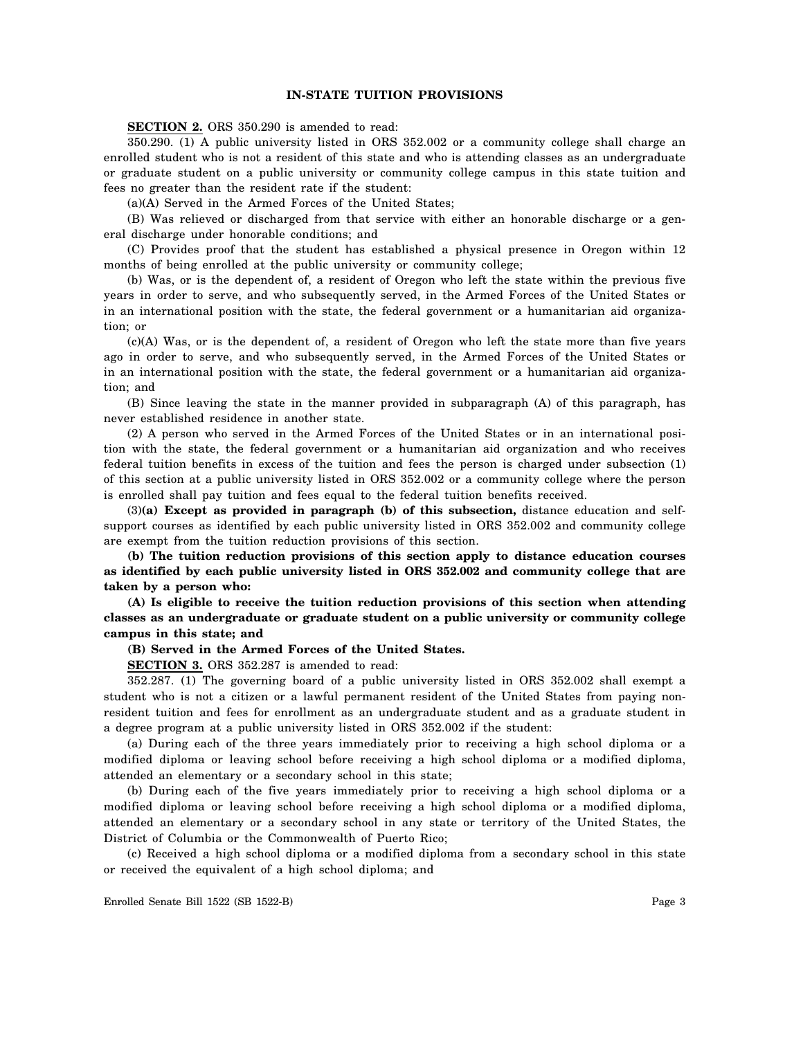## IN-STATE TUITION PROVISIONS

**SECTION 2.** ORS 350.290 is amended to read:

350.290. (1) A public university listed in ORS 352.002 or a community college shall charge an enrolled student who is not a resident of this state and who is attending classes as an undergraduate or graduate student on a public university or community college campus in this state tuition and fees no greater than the resident rate if the student:

(a)(A) Served in the Armed Forces of the United States;

(B) Was relieved or discharged from that service with either an honorable discharge or a general discharge under honorable conditions; and

(C) Provides proof that the student has established a physical presence in Oregon within 12 months of being enrolled at the public university or community college;

(b) Was, or is the dependent of, a resident of Oregon who left the state within the previous five years in order to serve, and who subsequently served, in the Armed Forces of the United States or in an international position with the state, the federal government or a humanitarian aid organization; or

(c)(A) Was, or is the dependent of, a resident of Oregon who left the state more than five years ago in order to serve, and who subsequently served, in the Armed Forces of the United States or in an international position with the state, the federal government or a humanitarian aid organization; and

(B) Since leaving the state in the manner provided in subparagraph (A) of this paragraph, has never established residence in another state.

(2) A person who served in the Armed Forces of the United States or in an international position with the state, the federal government or a humanitarian aid organization and who receives federal tuition benefits in excess of the tuition and fees the person is charged under subsection (1) of this section at a public university listed in ORS 352.002 or a community college where the person is enrolled shall pay tuition and fees equal to the federal tuition benefits received.

(3)**(a) Except as provided in paragraph (b) of this subsection,** distance education and self-support courses as identified by each public university listed in ORS 352.002 and community college are exempt from the tuition reduction provisions of this section.

**(b) The tuition reduction provisions of this section apply to distance education courses as identified by each public university listed in ORS 352.002 and community college that are taken by a person who:**

**(A) Is eligible to receive the tuition reduction provisions of this section when attending classes as an undergraduate or graduate student on a public university or community college campus in this state; and**

**(B) Served in the Armed Forces of the United States.**

**SECTION 3.** ORS 352.287 is amended to read:

352.287. (1) The governing board of a public university listed in ORS 352.002 shall exempt a student who is not a citizen or a lawful permanent resident of the United States from paying nonresident tuition and fees for enrollment as an undergraduate student and as a graduate student in a degree program at a public university listed in ORS 352.002 if the student:

(a) During each of the three years immediately prior to receiving a high school diploma or a modified diploma or leaving school before receiving a high school diploma or a modified diploma, attended an elementary or a secondary school in this state;

(b) During each of the five years immediately prior to receiving a high school diploma or a modified diploma or leaving school before receiving a high school diploma or a modified diploma, attended an elementary or a secondary school in any state or territory of the United States, the District of Columbia or the Commonwealth of Puerto Rico;

(c) Received a high school diploma or a modified diploma from a secondary school in this state or received the equivalent of a high school diploma; and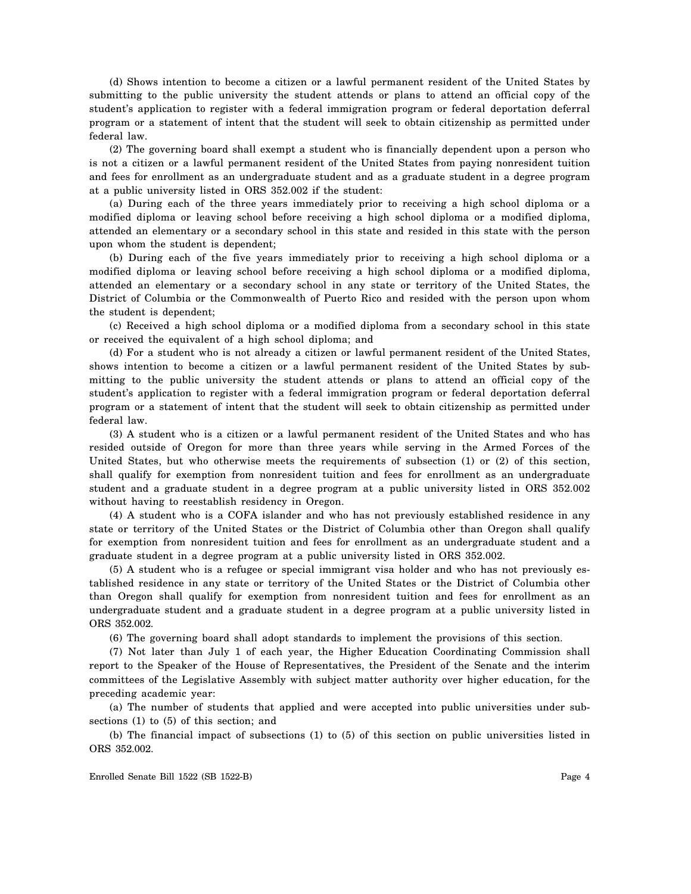(d) Shows intention to become a citizen or a lawful permanent resident of the United States by submitting to the public university the student attends or plans to attend an official copy of the student's application to register with a federal immigration program or federal deportation deferral program or a statement of intent that the student will seek to obtain citizenship as permitted under federal law.

(2) The governing board shall exempt a student who is financially dependent upon a person who is not a citizen or a lawful permanent resident of the United States from paying nonresident tuition and fees for enrollment as an undergraduate student and as a graduate student in a degree program at a public university listed in ORS 352.002 if the student:

(a) During each of the three years immediately prior to receiving a high school diploma or a modified diploma or leaving school before receiving a high school diploma or a modified diploma, attended an elementary or a secondary school in this state and resided in this state with the person upon whom the student is dependent;

(b) During each of the five years immediately prior to receiving a high school diploma or a modified diploma or leaving school before receiving a high school diploma or a modified diploma, attended an elementary or a secondary school in any state or territory of the United States, the District of Columbia or the Commonwealth of Puerto Rico and resided with the person upon whom the student is dependent;

(c) Received a high school diploma or a modified diploma from a secondary school in this state or received the equivalent of a high school diploma; and

(d) For a student who is not already a citizen or lawful permanent resident of the United States, shows intention to become a citizen or a lawful permanent resident of the United States by submitting to the public university the student attends or plans to attend an official copy of the student's application to register with a federal immigration program or federal deportation deferral program or a statement of intent that the student will seek to obtain citizenship as permitted under federal law.

(3) A student who is a citizen or a lawful permanent resident of the United States and who has resided outside of Oregon for more than three years while serving in the Armed Forces of the United States, but who otherwise meets the requirements of subsection (1) or (2) of this section, shall qualify for exemption from nonresident tuition and fees for enrollment as an undergraduate student and a graduate student in a degree program at a public university listed in ORS 352.002 without having to reestablish residency in Oregon.

(4) A student who is a COFA islander and who has not previously established residence in any state or territory of the United States or the District of Columbia other than Oregon shall qualify for exemption from nonresident tuition and fees for enrollment as an undergraduate student and a graduate student in a degree program at a public university listed in ORS 352.002.

(5) A student who is a refugee or special immigrant visa holder and who has not previously established residence in any state or territory of the United States or the District of Columbia other than Oregon shall qualify for exemption from nonresident tuition and fees for enrollment as an undergraduate student and a graduate student in a degree program at a public university listed in ORS 352.002.

(6) The governing board shall adopt standards to implement the provisions of this section.

(7) Not later than July 1 of each year, the Higher Education Coordinating Commission shall report to the Speaker of the House of Representatives, the President of the Senate and the interim committees of the Legislative Assembly with subject matter authority over higher education, for the preceding academic year:

(a) The number of students that applied and were accepted into public universities under subsections (1) to (5) of this section; and

(b) The financial impact of subsections (1) to (5) of this section on public universities listed in ORS 352.002.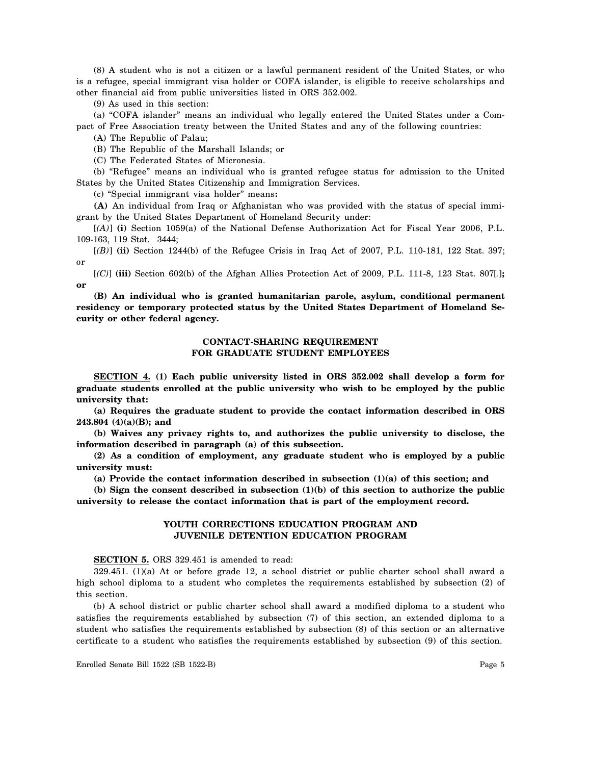(8) A student who is not a citizen or a lawful permanent resident of the United States, or who is a refugee, special immigrant visa holder or COFA islander, is eligible to receive scholarships and other financial aid from public universities listed in ORS 352.002.

(9) As used in this section:

(a) "COFA islander" means an individual who legally entered the United States under a Compact of Free Association treaty between the United States and any of the following countries:

(A) The Republic of Palau;

(B) The Republic of the Marshall Islands; or

(C) The Federated States of Micronesia.

(b) "Refugee" means an individual who is granted refugee status for admission to the United States by the United States Citizenship and Immigration Services.

(c) "Special immigrant visa holder" means**:**

**(A)** An individual from Iraq or Afghanistan who was provided with the status of special immigrant by the United States Department of Homeland Security under:

[*(A)*] **(i)** Section 1059(a) of the National Defense Authorization Act for Fiscal Year 2006, P.L. 109-163, 119 Stat. 3444;

[*(B)*] **(ii)** Section 1244(b) of the Refugee Crisis in Iraq Act of 2007, P.L. 110-181, 122 Stat. 397; or

[*(C)*] **(iii)** Section 602(b) of the Afghan Allies Protection Act of 2009, P.L. 111-8, 123 Stat. 807[*.*]**; or**

**(B) An individual who is granted humanitarian parole, asylum, conditional permanent residency or temporary protected status by the United States Department of Homeland Security or other federal agency.**

**CONTACT-SHARING REQUIREMENT FOR GRADUATE STUDENT EMPLOYEES**

**SECTION 4. (1) Each public university listed in ORS 352.002 shall develop a form for graduate students enrolled at the public university who wish to be employed by the public university that:**

**(a) Requires the graduate student to provide the contact information described in ORS 243.804 (4)(a)(B); and**

**(b) Waives any privacy rights to, and authorizes the public university to disclose, the information described in paragraph (a) of this subsection.**

**(2) As a condition of employment, any graduate student who is employed by a public university must:**

**(a) Provide the contact information described in subsection (1)(a) of this section; and**

**(b) Sign the consent described in subsection (1)(b) of this section to authorize the public university to release the contact information that is part of the employment record.**

**YOUTH CORRECTIONS EDUCATION PROGRAM AND JUVENILE DETENTION EDUCATION PROGRAM**

**SECTION 5.** ORS 329.451 is amended to read:

329.451. (1)(a) At or before grade 12, a school district or public charter school shall award a high school diploma to a student who completes the requirements established by subsection (2) of this section.

(b) A school district or public charter school shall award a modified diploma to a student who satisfies the requirements established by subsection (7) of this section, an extended diploma to a student who satisfies the requirements established by subsection (8) of this section or an alternative certificate to a student who satisfies the requirements established by subsection (9) of this section.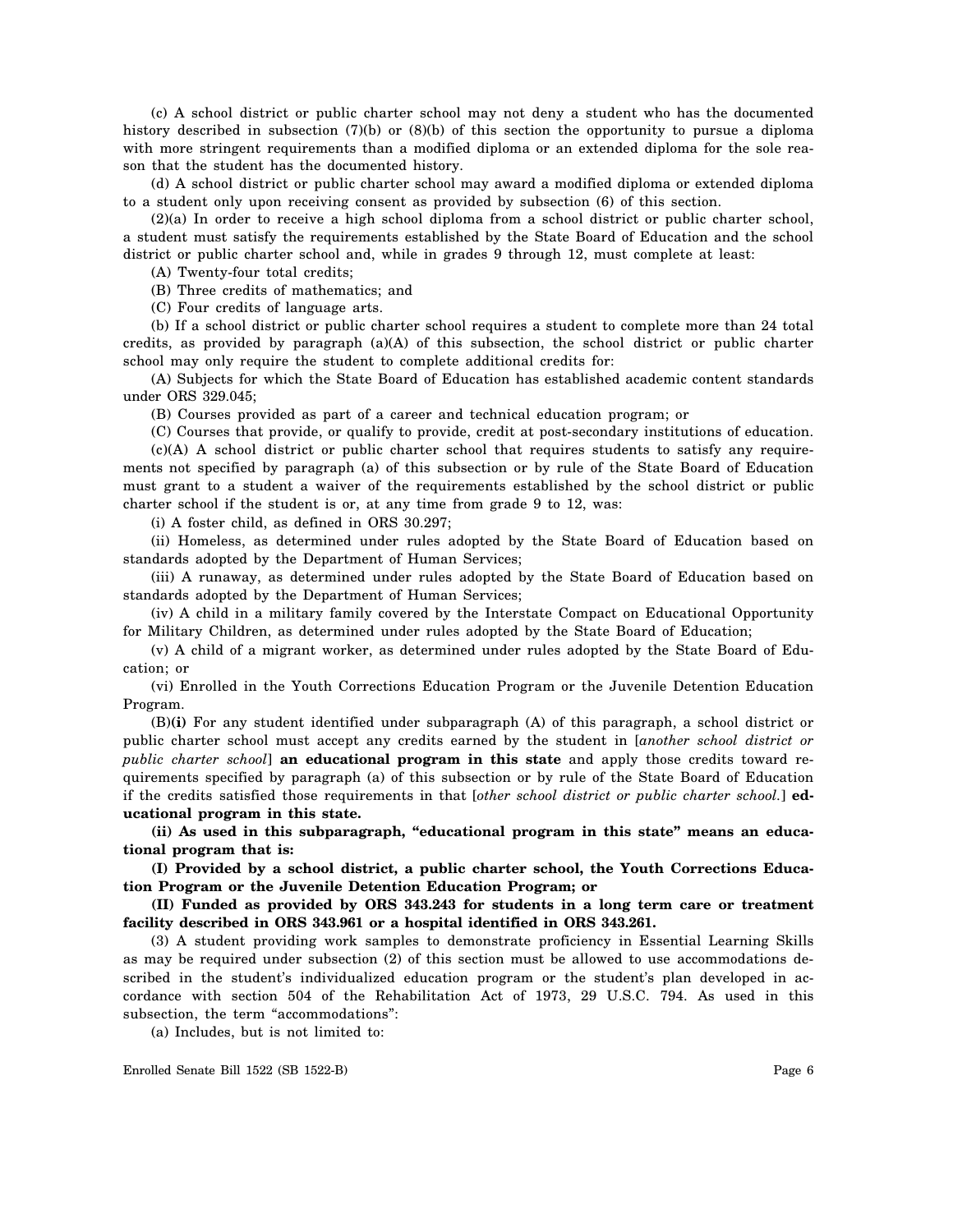(c) A school district or public charter school may not deny a student who has the documented history described in subsection (7)(b) or (8)(b) of this section the opportunity to pursue a diploma with more stringent requirements than a modified diploma or an extended diploma for the sole reason that the student has the documented history.

(d) A school district or public charter school may award a modified diploma or extended diploma to a student only upon receiving consent as provided by subsection (6) of this section.

(2)(a) In order to receive a high school diploma from a school district or public charter school, a student must satisfy the requirements established by the State Board of Education and the school district or public charter school and, while in grades 9 through 12, must complete at least:

(A) Twenty-four total credits;

(B) Three credits of mathematics; and

(C) Four credits of language arts.

(b) If a school district or public charter school requires a student to complete more than 24 total credits, as provided by paragraph (a)(A) of this subsection, the school district or public charter school may only require the student to complete additional credits for:

(A) Subjects for which the State Board of Education has established academic content standards under ORS 329.045;

(B) Courses provided as part of a career and technical education program; or

(C) Courses that provide, or qualify to provide, credit at post-secondary institutions of education.

(c)(A) A school district or public charter school that requires students to satisfy any requirements not specified by paragraph (a) of this subsection or by rule of the State Board of Education must grant to a student a waiver of the requirements established by the school district or public charter school if the student is or, at any time from grade 9 to 12, was:

(i) A foster child, as defined in ORS 30.297;

(ii) Homeless, as determined under rules adopted by the State Board of Education based on standards adopted by the Department of Human Services;

(iii) A runaway, as determined under rules adopted by the State Board of Education based on standards adopted by the Department of Human Services;

(iv) A child in a military family covered by the Interstate Compact on Educational Opportunity for Military Children, as determined under rules adopted by the State Board of Education;

(v) A child of a migrant worker, as determined under rules adopted by the State Board of Education; or

(vi) Enrolled in the Youth Corrections Education Program or the Juvenile Detention Education Program.

(B)**(i)** For any student identified under subparagraph (A) of this paragraph, a school district or public charter school must accept any credits earned by the student in [*another school district or public charter school*] **an educational program in this state** and apply those credits toward requirements specified by paragraph (a) of this subsection or by rule of the State Board of Education if the credits satisfied those requirements in that [*other school district or public charter school.*] **educational program in this state.**

**(ii) As used in this subparagraph, "educational program in this state" means an educational program that is:**

**(I) Provided by a school district, a public charter school, the Youth Corrections Education Program or the Juvenile Detention Education Program; or**

**(II) Funded as provided by ORS 343.243 for students in a long term care or treatment facility described in ORS 343.961 or a hospital identified in ORS 343.261.**

(3) A student providing work samples to demonstrate proficiency in Essential Learning Skills as may be required under subsection (2) of this section must be allowed to use accommodations described in the student's individualized education program or the student's plan developed in accordance with section 504 of the Rehabilitation Act of 1973, 29 U.S.C. 794. As used in this subsection, the term "accommodations":

(a) Includes, but is not limited to: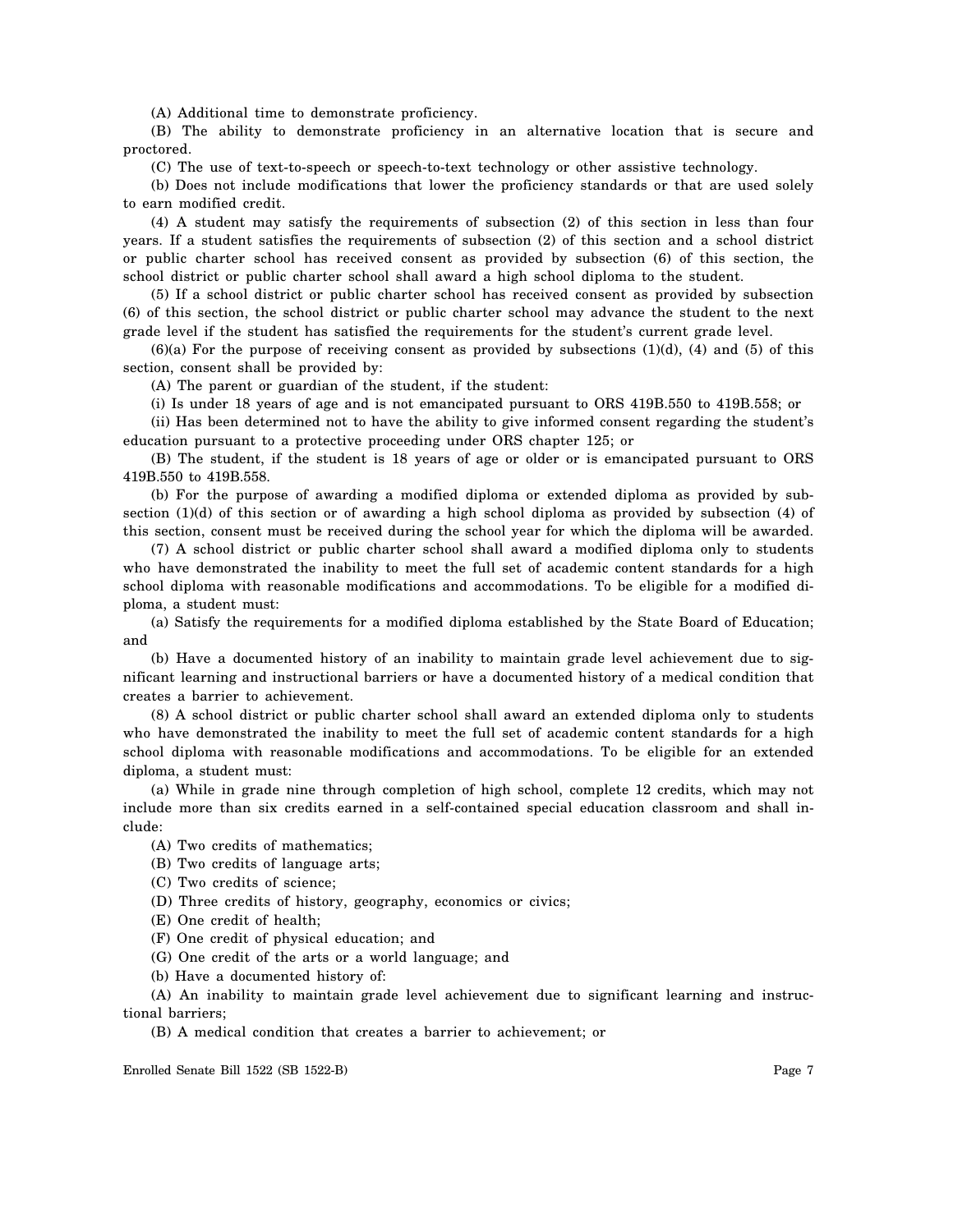(A) Additional time to demonstrate proficiency.

(B) The ability to demonstrate proficiency in an alternative location that is secure and proctored.

(C) The use of text-to-speech or speech-to-text technology or other assistive technology.

(b) Does not include modifications that lower the proficiency standards or that are used solely to earn modified credit.

(4) A student may satisfy the requirements of subsection (2) of this section in less than four years. If a student satisfies the requirements of subsection (2) of this section and a school district or public charter school has received consent as provided by subsection (6) of this section, the school district or public charter school shall award a high school diploma to the student.

(5) If a school district or public charter school has received consent as provided by subsection (6) of this section, the school district or public charter school may advance the student to the next grade level if the student has satisfied the requirements for the student's current grade level.

(6)(a) For the purpose of receiving consent as provided by subsections (1)(d), (4) and (5) of this section, consent shall be provided by:

(A) The parent or guardian of the student, if the student:

(i) Is under 18 years of age and is not emancipated pursuant to ORS 419B.550 to 419B.558; or

(ii) Has been determined not to have the ability to give informed consent regarding the student's education pursuant to a protective proceeding under ORS chapter 125; or

(B) The student, if the student is 18 years of age or older or is emancipated pursuant to ORS 419B.550 to 419B.558.

(b) For the purpose of awarding a modified diploma or extended diploma as provided by subsection (1)(d) of this section or of awarding a high school diploma as provided by subsection (4) of this section, consent must be received during the school year for which the diploma will be awarded.

(7) A school district or public charter school shall award a modified diploma only to students who have demonstrated the inability to meet the full set of academic content standards for a high school diploma with reasonable modifications and accommodations. To be eligible for a modified diploma, a student must:

(a) Satisfy the requirements for a modified diploma established by the State Board of Education; and

(b) Have a documented history of an inability to maintain grade level achievement due to significant learning and instructional barriers or have a documented history of a medical condition that creates a barrier to achievement.

(8) A school district or public charter school shall award an extended diploma only to students who have demonstrated the inability to meet the full set of academic content standards for a high school diploma with reasonable modifications and accommodations. To be eligible for an extended diploma, a student must:

(a) While in grade nine through completion of high school, complete 12 credits, which may not include more than six credits earned in a self-contained special education classroom and shall include:

(A) Two credits of mathematics;

(B) Two credits of language arts;

(C) Two credits of science;

(D) Three credits of history, geography, economics or civics;

(E) One credit of health;

(F) One credit of physical education; and

(G) One credit of the arts or a world language; and

(b) Have a documented history of:

(A) An inability to maintain grade level achievement due to significant learning and instructional barriers;

(B) A medical condition that creates a barrier to achievement; or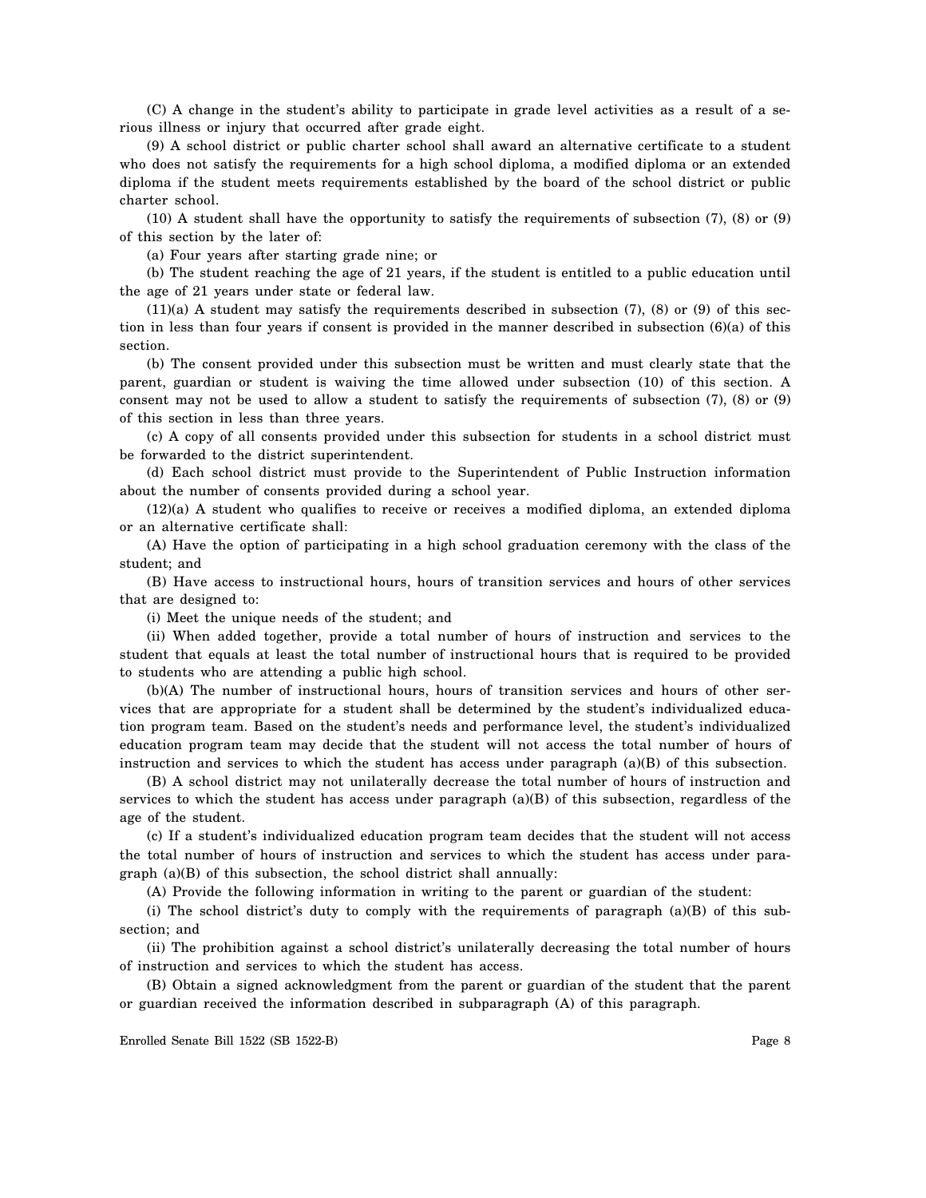(C) A change in the student's ability to participate in grade level activities as a result of a serious illness or injury that occurred after grade eight.

(9) A school district or public charter school shall award an alternative certificate to a student who does not satisfy the requirements for a high school diploma, a modified diploma or an extended diploma if the student meets requirements established by the board of the school district or public charter school.

(10) A student shall have the opportunity to satisfy the requirements of subsection (7), (8) or (9) of this section by the later of:

(a) Four years after starting grade nine; or

(b) The student reaching the age of 21 years, if the student is entitled to a public education until the age of 21 years under state or federal law.

(11)(a) A student may satisfy the requirements described in subsection (7), (8) or (9) of this section in less than four years if consent is provided in the manner described in subsection (6)(a) of this section.

(b) The consent provided under this subsection must be written and must clearly state that the parent, guardian or student is waiving the time allowed under subsection (10) of this section. A consent may not be used to allow a student to satisfy the requirements of subsection (7), (8) or (9) of this section in less than three years.

(c) A copy of all consents provided under this subsection for students in a school district must be forwarded to the district superintendent.

(d) Each school district must provide to the Superintendent of Public Instruction information about the number of consents provided during a school year.

(12)(a) A student who qualifies to receive or receives a modified diploma, an extended diploma or an alternative certificate shall:

(A) Have the option of participating in a high school graduation ceremony with the class of the student; and

(B) Have access to instructional hours, hours of transition services and hours of other services that are designed to:

(i) Meet the unique needs of the student; and

(ii) When added together, provide a total number of hours of instruction and services to the student that equals at least the total number of instructional hours that is required to be provided to students who are attending a public high school.

(b)(A) The number of instructional hours, hours of transition services and hours of other services that are appropriate for a student shall be determined by the student's individualized education program team. Based on the student's needs and performance level, the student's individualized education program team may decide that the student will not access the total number of hours of instruction and services to which the student has access under paragraph (a)(B) of this subsection.

(B) A school district may not unilaterally decrease the total number of hours of instruction and services to which the student has access under paragraph (a)(B) of this subsection, regardless of the age of the student.

(c) If a student's individualized education program team decides that the student will not access the total number of hours of instruction and services to which the student has access under paragraph (a)(B) of this subsection, the school district shall annually:

(A) Provide the following information in writing to the parent or guardian of the student:

(i) The school district's duty to comply with the requirements of paragraph (a)(B) of this subsection; and

(ii) The prohibition against a school district's unilaterally decreasing the total number of hours of instruction and services to which the student has access.

(B) Obtain a signed acknowledgment from the parent or guardian of the student that the parent or guardian received the information described in subparagraph (A) of this paragraph.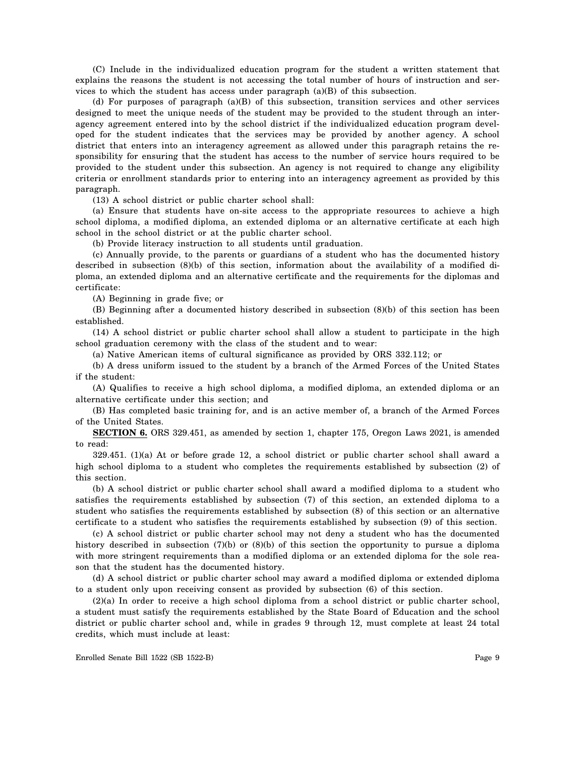(C) Include in the individualized education program for the student a written statement that explains the reasons the student is not accessing the total number of hours of instruction and services to which the student has access under paragraph (a)(B) of this subsection.

(d) For purposes of paragraph (a)(B) of this subsection, transition services and other services designed to meet the unique needs of the student may be provided to the student through an interagency agreement entered into by the school district if the individualized education program developed for the student indicates that the services may be provided by another agency. A school district that enters into an interagency agreement as allowed under this paragraph retains the responsibility for ensuring that the student has access to the number of service hours required to be provided to the student under this subsection. An agency is not required to change any eligibility criteria or enrollment standards prior to entering into an interagency agreement as provided by this paragraph.

(13) A school district or public charter school shall:

(a) Ensure that students have on-site access to the appropriate resources to achieve a high school diploma, a modified diploma, an extended diploma or an alternative certificate at each high school in the school district or at the public charter school.

(b) Provide literacy instruction to all students until graduation.

(c) Annually provide, to the parents or guardians of a student who has the documented history described in subsection (8)(b) of this section, information about the availability of a modified diploma, an extended diploma and an alternative certificate and the requirements for the diplomas and certificate:

(A) Beginning in grade five; or

(B) Beginning after a documented history described in subsection (8)(b) of this section has been established.

(14) A school district or public charter school shall allow a student to participate in the high school graduation ceremony with the class of the student and to wear:

(a) Native American items of cultural significance as provided by ORS 332.112; or

(b) A dress uniform issued to the student by a branch of the Armed Forces of the United States if the student:

(A) Qualifies to receive a high school diploma, a modified diploma, an extended diploma or an alternative certificate under this section; and

(B) Has completed basic training for, and is an active member of, a branch of the Armed Forces of the United States.

**SECTION 6.** ORS 329.451, as amended by section 1, chapter 175, Oregon Laws 2021, is amended to read:

329.451. (1)(a) At or before grade 12, a school district or public charter school shall award a high school diploma to a student who completes the requirements established by subsection (2) of this section.

(b) A school district or public charter school shall award a modified diploma to a student who satisfies the requirements established by subsection (7) of this section, an extended diploma to a student who satisfies the requirements established by subsection (8) of this section or an alternative certificate to a student who satisfies the requirements established by subsection (9) of this section.

(c) A school district or public charter school may not deny a student who has the documented history described in subsection (7)(b) or (8)(b) of this section the opportunity to pursue a diploma with more stringent requirements than a modified diploma or an extended diploma for the sole reason that the student has the documented history.

(d) A school district or public charter school may award a modified diploma or extended diploma to a student only upon receiving consent as provided by subsection (6) of this section.

(2)(a) In order to receive a high school diploma from a school district or public charter school, a student must satisfy the requirements established by the State Board of Education and the school district or public charter school and, while in grades 9 through 12, must complete at least 24 total credits, which must include at least: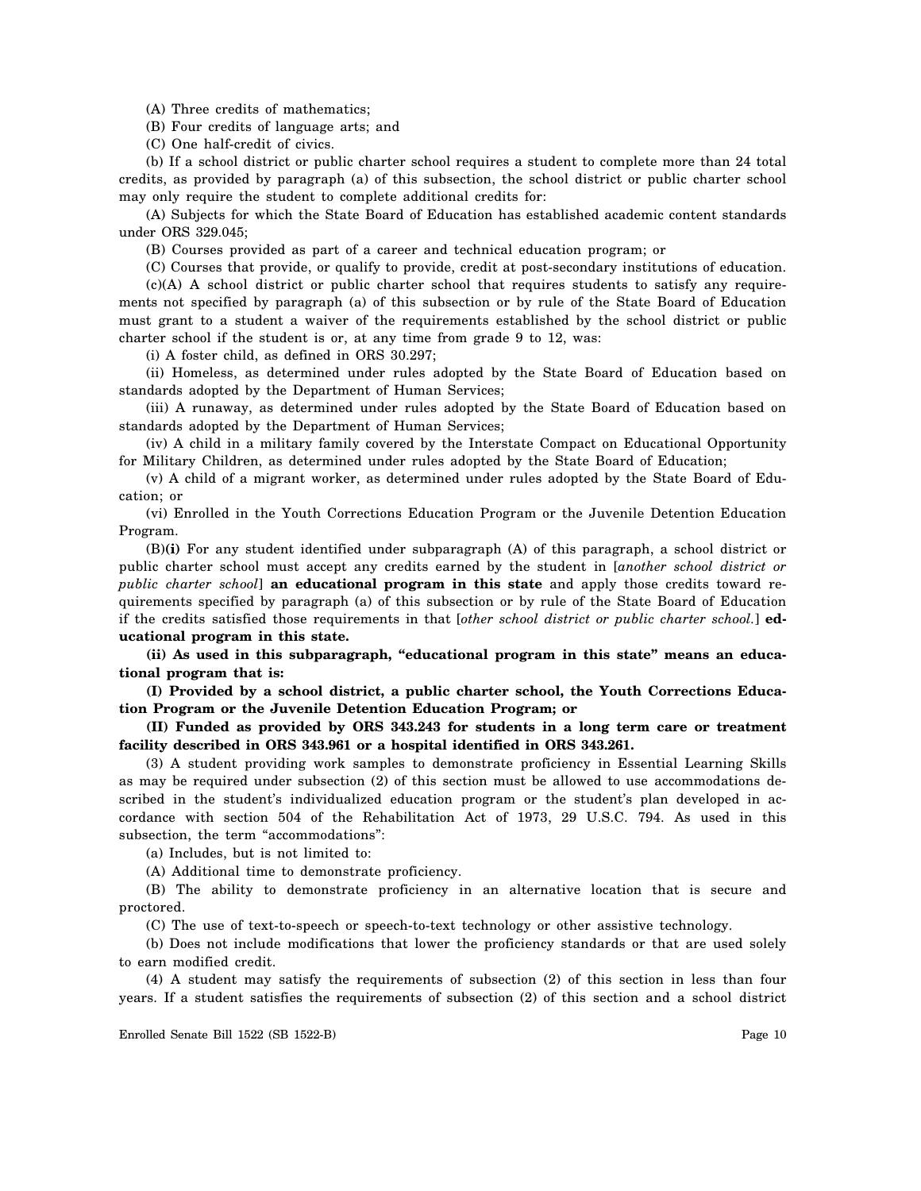(A) Three credits of mathematics;

(B) Four credits of language arts; and

(C) One half-credit of civics.

(b) If a school district or public charter school requires a student to complete more than 24 total credits, as provided by paragraph (a) of this subsection, the school district or public charter school may only require the student to complete additional credits for:

(A) Subjects for which the State Board of Education has established academic content standards under ORS 329.045;

(B) Courses provided as part of a career and technical education program; or

(C) Courses that provide, or qualify to provide, credit at post-secondary institutions of education.

(c)(A) A school district or public charter school that requires students to satisfy any requirements not specified by paragraph (a) of this subsection or by rule of the State Board of Education must grant to a student a waiver of the requirements established by the school district or public charter school if the student is or, at any time from grade 9 to 12, was:

(i) A foster child, as defined in ORS 30.297;

(ii) Homeless, as determined under rules adopted by the State Board of Education based on standards adopted by the Department of Human Services;

(iii) A runaway, as determined under rules adopted by the State Board of Education based on standards adopted by the Department of Human Services;

(iv) A child in a military family covered by the Interstate Compact on Educational Opportunity for Military Children, as determined under rules adopted by the State Board of Education;

(v) A child of a migrant worker, as determined under rules adopted by the State Board of Education; or

(vi) Enrolled in the Youth Corrections Education Program or the Juvenile Detention Education Program.

(B)**(i)** For any student identified under subparagraph (A) of this paragraph, a school district or public charter school must accept any credits earned by the student in [*another school district or public charter school*] **an educational program in this state** and apply those credits toward requirements specified by paragraph (a) of this subsection or by rule of the State Board of Education if the credits satisfied those requirements in that [*other school district or public charter school.*] **educational program in this state.**

**(ii) As used in this subparagraph, "educational program in this state" means an educational program that is:**

**(I) Provided by a school district, a public charter school, the Youth Corrections Education Program or the Juvenile Detention Education Program; or**

**(II) Funded as provided by ORS 343.243 for students in a long term care or treatment facility described in ORS 343.961 or a hospital identified in ORS 343.261.**

(3) A student providing work samples to demonstrate proficiency in Essential Learning Skills as may be required under subsection (2) of this section must be allowed to use accommodations described in the student's individualized education program or the student's plan developed in accordance with section 504 of the Rehabilitation Act of 1973, 29 U.S.C. 794. As used in this subsection, the term "accommodations":

(a) Includes, but is not limited to:

(A) Additional time to demonstrate proficiency.

(B) The ability to demonstrate proficiency in an alternative location that is secure and proctored.

(C) The use of text-to-speech or speech-to-text technology or other assistive technology.

(b) Does not include modifications that lower the proficiency standards or that are used solely to earn modified credit.

(4) A student may satisfy the requirements of subsection (2) of this section in less than four years. If a student satisfies the requirements of subsection (2) of this section and a school district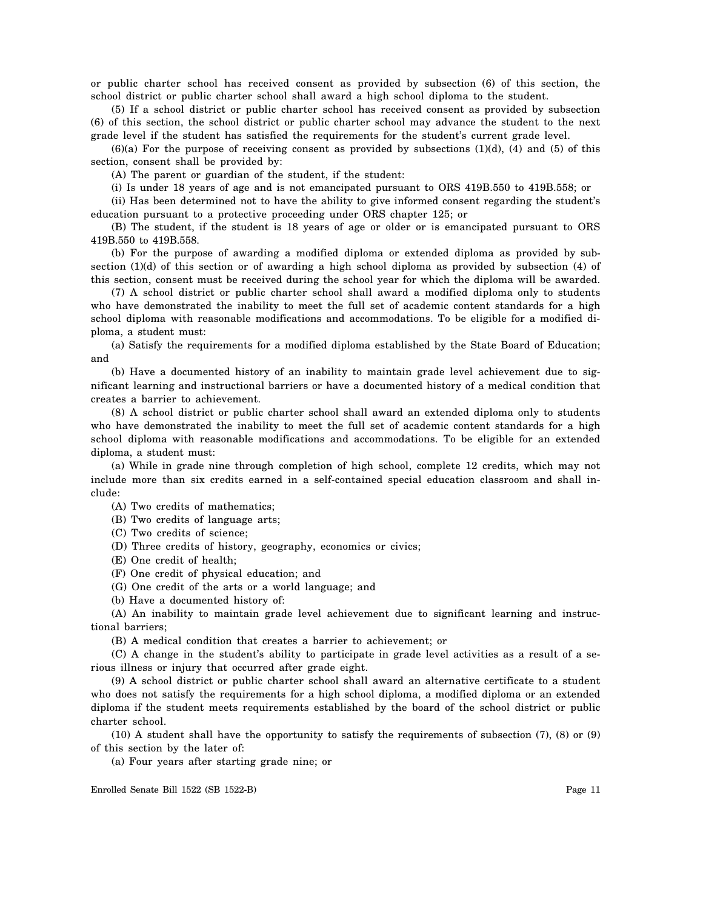or public charter school has received consent as provided by subsection (6) of this section, the school district or public charter school shall award a high school diploma to the student.

(5) If a school district or public charter school has received consent as provided by subsection (6) of this section, the school district or public charter school may advance the student to the next grade level if the student has satisfied the requirements for the student's current grade level.

(6)(a) For the purpose of receiving consent as provided by subsections (1)(d), (4) and (5) of this section, consent shall be provided by:

(A) The parent or guardian of the student, if the student:

(i) Is under 18 years of age and is not emancipated pursuant to ORS 419B.550 to 419B.558; or

(ii) Has been determined not to have the ability to give informed consent regarding the student's education pursuant to a protective proceeding under ORS chapter 125; or

(B) The student, if the student is 18 years of age or older or is emancipated pursuant to ORS 419B.550 to 419B.558.

(b) For the purpose of awarding a modified diploma or extended diploma as provided by subsection (1)(d) of this section or of awarding a high school diploma as provided by subsection (4) of this section, consent must be received during the school year for which the diploma will be awarded.

(7) A school district or public charter school shall award a modified diploma only to students who have demonstrated the inability to meet the full set of academic content standards for a high school diploma with reasonable modifications and accommodations. To be eligible for a modified diploma, a student must:

(a) Satisfy the requirements for a modified diploma established by the State Board of Education; and

(b) Have a documented history of an inability to maintain grade level achievement due to significant learning and instructional barriers or have a documented history of a medical condition that creates a barrier to achievement.

(8) A school district or public charter school shall award an extended diploma only to students who have demonstrated the inability to meet the full set of academic content standards for a high school diploma with reasonable modifications and accommodations. To be eligible for an extended diploma, a student must:

(a) While in grade nine through completion of high school, complete 12 credits, which may not include more than six credits earned in a self-contained special education classroom and shall include:

(A) Two credits of mathematics;

(B) Two credits of language arts;

(C) Two credits of science;

(D) Three credits of history, geography, economics or civics;

(E) One credit of health;

(F) One credit of physical education; and

(G) One credit of the arts or a world language; and

(b) Have a documented history of:

(A) An inability to maintain grade level achievement due to significant learning and instructional barriers;

(B) A medical condition that creates a barrier to achievement; or

(C) A change in the student's ability to participate in grade level activities as a result of a serious illness or injury that occurred after grade eight.

(9) A school district or public charter school shall award an alternative certificate to a student who does not satisfy the requirements for a high school diploma, a modified diploma or an extended diploma if the student meets requirements established by the board of the school district or public charter school.

(10) A student shall have the opportunity to satisfy the requirements of subsection (7), (8) or (9) of this section by the later of:

(a) Four years after starting grade nine; or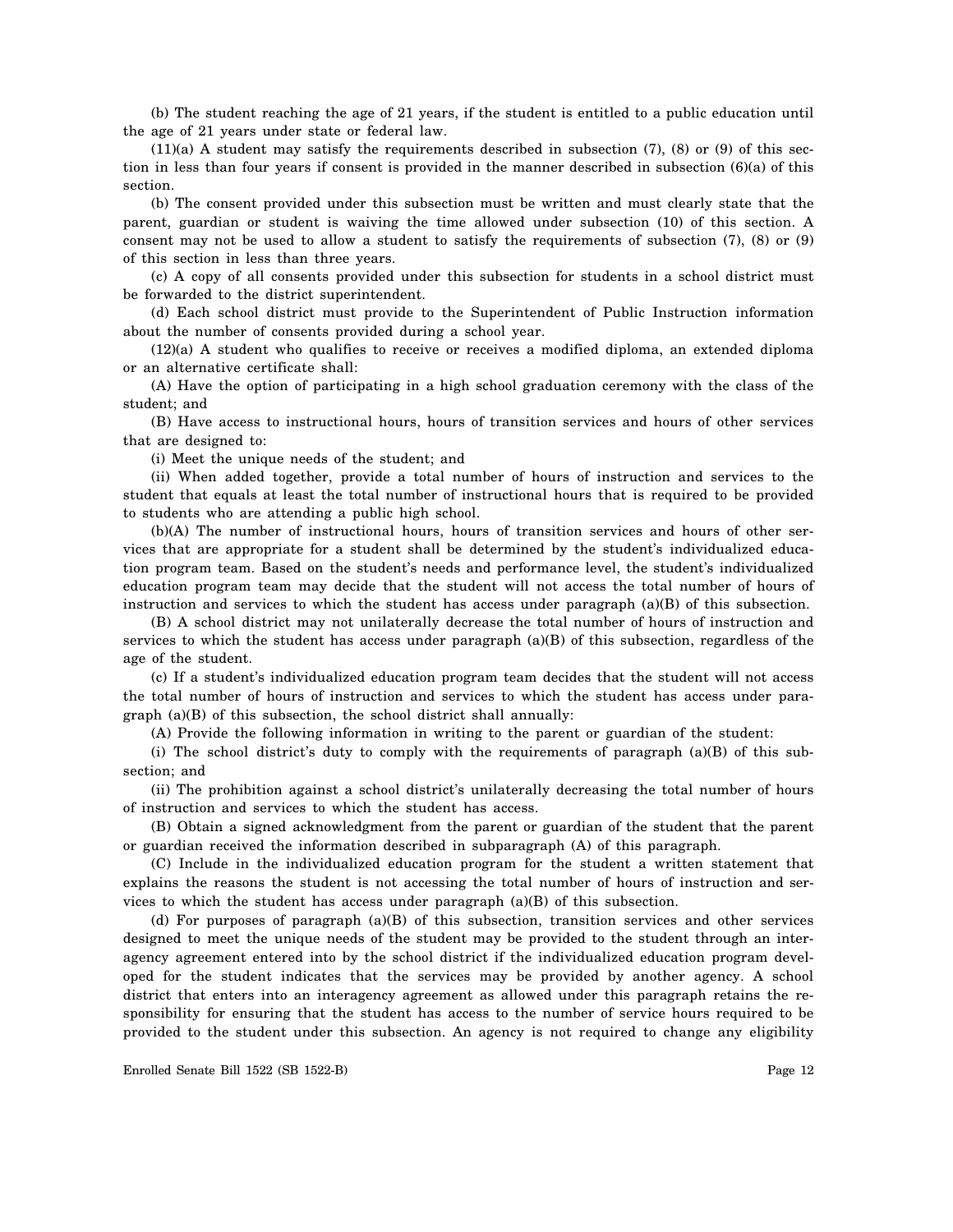(b) The student reaching the age of 21 years, if the student is entitled to a public education until the age of 21 years under state or federal law.

(11)(a) A student may satisfy the requirements described in subsection (7), (8) or (9) of this section in less than four years if consent is provided in the manner described in subsection (6)(a) of this section.

(b) The consent provided under this subsection must be written and must clearly state that the parent, guardian or student is waiving the time allowed under subsection (10) of this section. A consent may not be used to allow a student to satisfy the requirements of subsection (7), (8) or (9) of this section in less than three years.

(c) A copy of all consents provided under this subsection for students in a school district must be forwarded to the district superintendent.

(d) Each school district must provide to the Superintendent of Public Instruction information about the number of consents provided during a school year.

(12)(a) A student who qualifies to receive or receives a modified diploma, an extended diploma or an alternative certificate shall:

(A) Have the option of participating in a high school graduation ceremony with the class of the student; and

(B) Have access to instructional hours, hours of transition services and hours of other services that are designed to:

(i) Meet the unique needs of the student; and

(ii) When added together, provide a total number of hours of instruction and services to the student that equals at least the total number of instructional hours that is required to be provided to students who are attending a public high school.

(b)(A) The number of instructional hours, hours of transition services and hours of other services that are appropriate for a student shall be determined by the student's individualized education program team. Based on the student's needs and performance level, the student's individualized education program team may decide that the student will not access the total number of hours of instruction and services to which the student has access under paragraph (a)(B) of this subsection.

(B) A school district may not unilaterally decrease the total number of hours of instruction and services to which the student has access under paragraph (a)(B) of this subsection, regardless of the age of the student.

(c) If a student's individualized education program team decides that the student will not access the total number of hours of instruction and services to which the student has access under paragraph (a)(B) of this subsection, the school district shall annually:

(A) Provide the following information in writing to the parent or guardian of the student:

(i) The school district's duty to comply with the requirements of paragraph (a)(B) of this subsection; and

(ii) The prohibition against a school district's unilaterally decreasing the total number of hours of instruction and services to which the student has access.

(B) Obtain a signed acknowledgment from the parent or guardian of the student that the parent or guardian received the information described in subparagraph (A) of this paragraph.

(C) Include in the individualized education program for the student a written statement that explains the reasons the student is not accessing the total number of hours of instruction and services to which the student has access under paragraph (a)(B) of this subsection.

(d) For purposes of paragraph (a)(B) of this subsection, transition services and other services designed to meet the unique needs of the student may be provided to the student through an interagency agreement entered into by the school district if the individualized education program developed for the student indicates that the services may be provided by another agency. A school district that enters into an interagency agreement as allowed under this paragraph retains the responsibility for ensuring that the student has access to the number of service hours required to be provided to the student under this subsection. An agency is not required to change any eligibility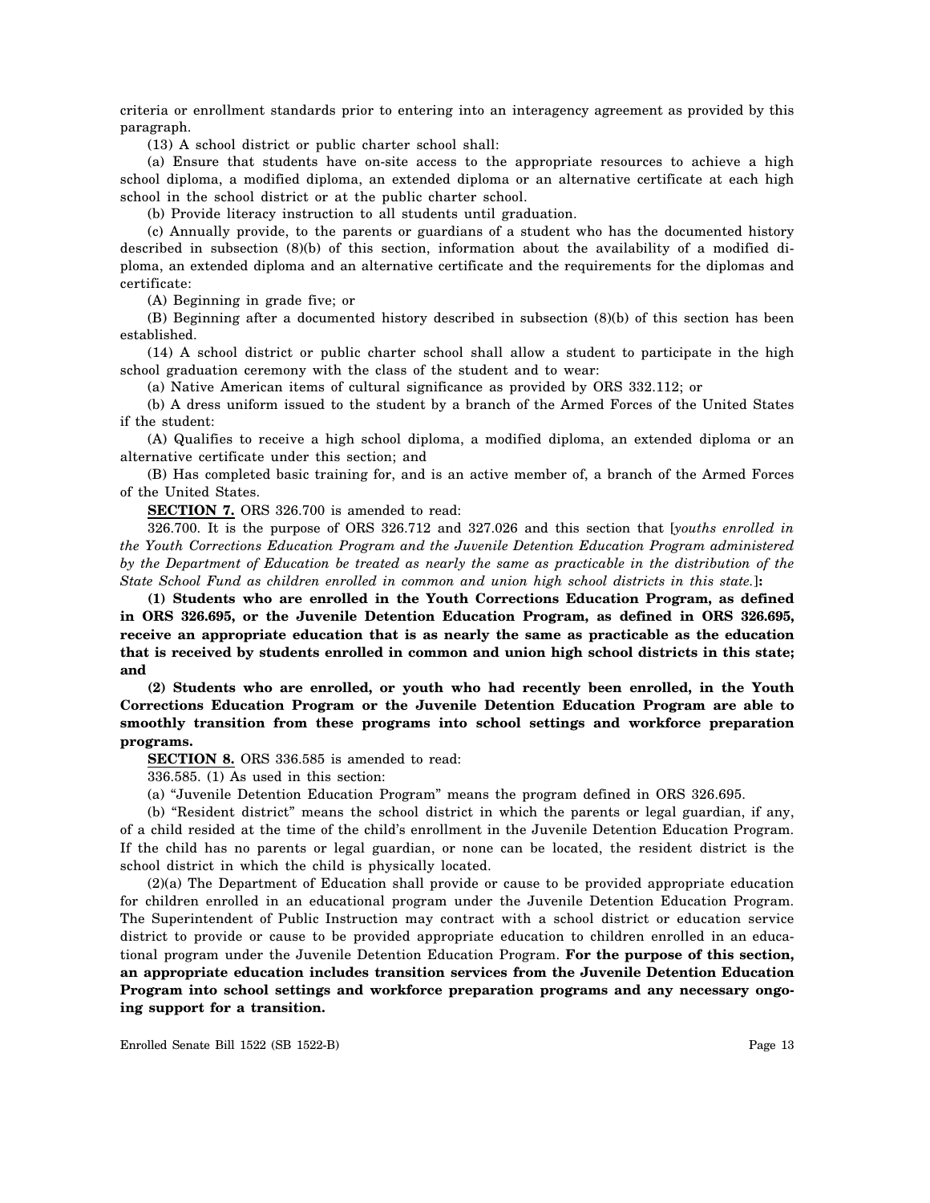criteria or enrollment standards prior to entering into an interagency agreement as provided by this paragraph.

(13) A school district or public charter school shall:

(a) Ensure that students have on-site access to the appropriate resources to achieve a high school diploma, a modified diploma, an extended diploma or an alternative certificate at each high school in the school district or at the public charter school.

(b) Provide literacy instruction to all students until graduation.

(c) Annually provide, to the parents or guardians of a student who has the documented history described in subsection (8)(b) of this section, information about the availability of a modified diploma, an extended diploma and an alternative certificate and the requirements for the diplomas and certificate:

(A) Beginning in grade five; or

(B) Beginning after a documented history described in subsection (8)(b) of this section has been established.

(14) A school district or public charter school shall allow a student to participate in the high school graduation ceremony with the class of the student and to wear:

(a) Native American items of cultural significance as provided by ORS 332.112; or

(b) A dress uniform issued to the student by a branch of the Armed Forces of the United States if the student:

(A) Qualifies to receive a high school diploma, a modified diploma, an extended diploma or an alternative certificate under this section; and

(B) Has completed basic training for, and is an active member of, a branch of the Armed Forces of the United States.

**SECTION 7.** ORS 326.700 is amended to read:

326.700. It is the purpose of ORS 326.712 and 327.026 and this section that [*youths enrolled in the Youth Corrections Education Program and the Juvenile Detention Education Program administered by the Department of Education be treated as nearly the same as practicable in the distribution of the State School Fund as children enrolled in common and union high school districts in this state.*]**:**

**(1) Students who are enrolled in the Youth Corrections Education Program, as defined in ORS 326.695, or the Juvenile Detention Education Program, as defined in ORS 326.695, receive an appropriate education that is as nearly the same as practicable as the education that is received by students enrolled in common and union high school districts in this state; and**

**(2) Students who are enrolled, or youth who had recently been enrolled, in the Youth Corrections Education Program or the Juvenile Detention Education Program are able to smoothly transition from these programs into school settings and workforce preparation programs.**

**SECTION 8.** ORS 336.585 is amended to read:

336.585. (1) As used in this section:

(a) "Juvenile Detention Education Program" means the program defined in ORS 326.695.

(b) "Resident district" means the school district in which the parents or legal guardian, if any, of a child resided at the time of the child's enrollment in the Juvenile Detention Education Program. If the child has no parents or legal guardian, or none can be located, the resident district is the school district in which the child is physically located.

(2)(a) The Department of Education shall provide or cause to be provided appropriate education for children enrolled in an educational program under the Juvenile Detention Education Program. The Superintendent of Public Instruction may contract with a school district or education service district to provide or cause to be provided appropriate education to children enrolled in an educational program under the Juvenile Detention Education Program. **For the purpose of this section, an appropriate education includes transition services from the Juvenile Detention Education Program into school settings and workforce preparation programs and any necessary ongoing support for a transition.**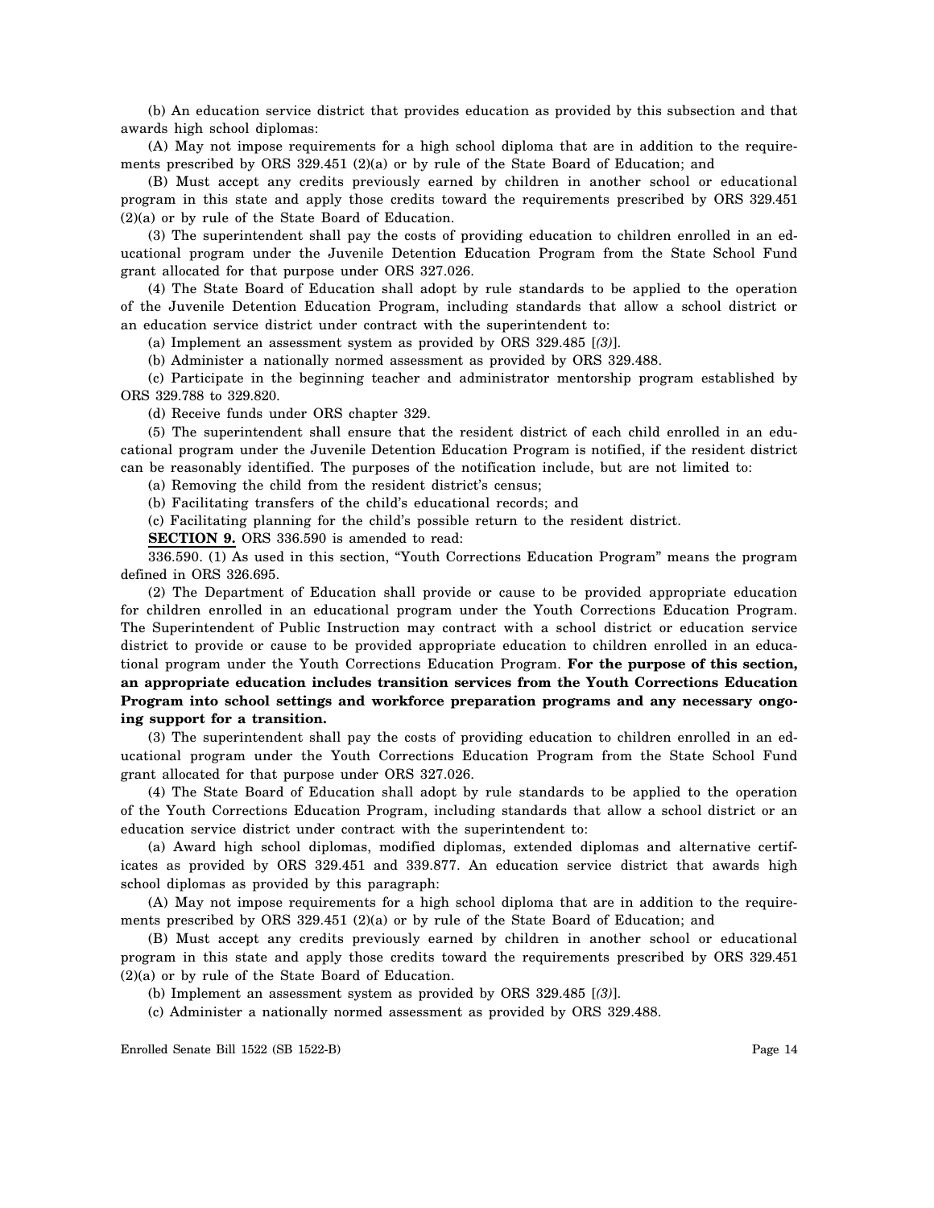(b) An education service district that provides education as provided by this subsection and that awards high school diplomas:

(A) May not impose requirements for a high school diploma that are in addition to the requirements prescribed by ORS 329.451 (2)(a) or by rule of the State Board of Education; and

(B) Must accept any credits previously earned by children in another school or educational program in this state and apply those credits toward the requirements prescribed by ORS 329.451 (2)(a) or by rule of the State Board of Education.

(3) The superintendent shall pay the costs of providing education to children enrolled in an educational program under the Juvenile Detention Education Program from the State School Fund grant allocated for that purpose under ORS 327.026.

(4) The State Board of Education shall adopt by rule standards to be applied to the operation of the Juvenile Detention Education Program, including standards that allow a school district or an education service district under contract with the superintendent to:

(a) Implement an assessment system as provided by ORS 329.485 [*(3)*].

(b) Administer a nationally normed assessment as provided by ORS 329.488.

(c) Participate in the beginning teacher and administrator mentorship program established by ORS 329.788 to 329.820.

(d) Receive funds under ORS chapter 329.

(5) The superintendent shall ensure that the resident district of each child enrolled in an educational program under the Juvenile Detention Education Program is notified, if the resident district can be reasonably identified. The purposes of the notification include, but are not limited to:

(a) Removing the child from the resident district's census;

(b) Facilitating transfers of the child's educational records; and

(c) Facilitating planning for the child's possible return to the resident district.

**SECTION 9.** ORS 336.590 is amended to read:

336.590. (1) As used in this section, "Youth Corrections Education Program" means the program defined in ORS 326.695.

(2) The Department of Education shall provide or cause to be provided appropriate education for children enrolled in an educational program under the Youth Corrections Education Program. The Superintendent of Public Instruction may contract with a school district or education service district to provide or cause to be provided appropriate education to children enrolled in an educational program under the Youth Corrections Education Program. **For the purpose of this section, an appropriate education includes transition services from the Youth Corrections Education Program into school settings and workforce preparation programs and any necessary ongoing support for a transition.**

(3) The superintendent shall pay the costs of providing education to children enrolled in an educational program under the Youth Corrections Education Program from the State School Fund grant allocated for that purpose under ORS 327.026.

(4) The State Board of Education shall adopt by rule standards to be applied to the operation of the Youth Corrections Education Program, including standards that allow a school district or an education service district under contract with the superintendent to:

(a) Award high school diplomas, modified diplomas, extended diplomas and alternative certificates as provided by ORS 329.451 and 339.877. An education service district that awards high school diplomas as provided by this paragraph:

(A) May not impose requirements for a high school diploma that are in addition to the requirements prescribed by ORS 329.451 (2)(a) or by rule of the State Board of Education; and

(B) Must accept any credits previously earned by children in another school or educational program in this state and apply those credits toward the requirements prescribed by ORS 329.451 (2)(a) or by rule of the State Board of Education.

(b) Implement an assessment system as provided by ORS 329.485 [*(3)*].

(c) Administer a nationally normed assessment as provided by ORS 329.488.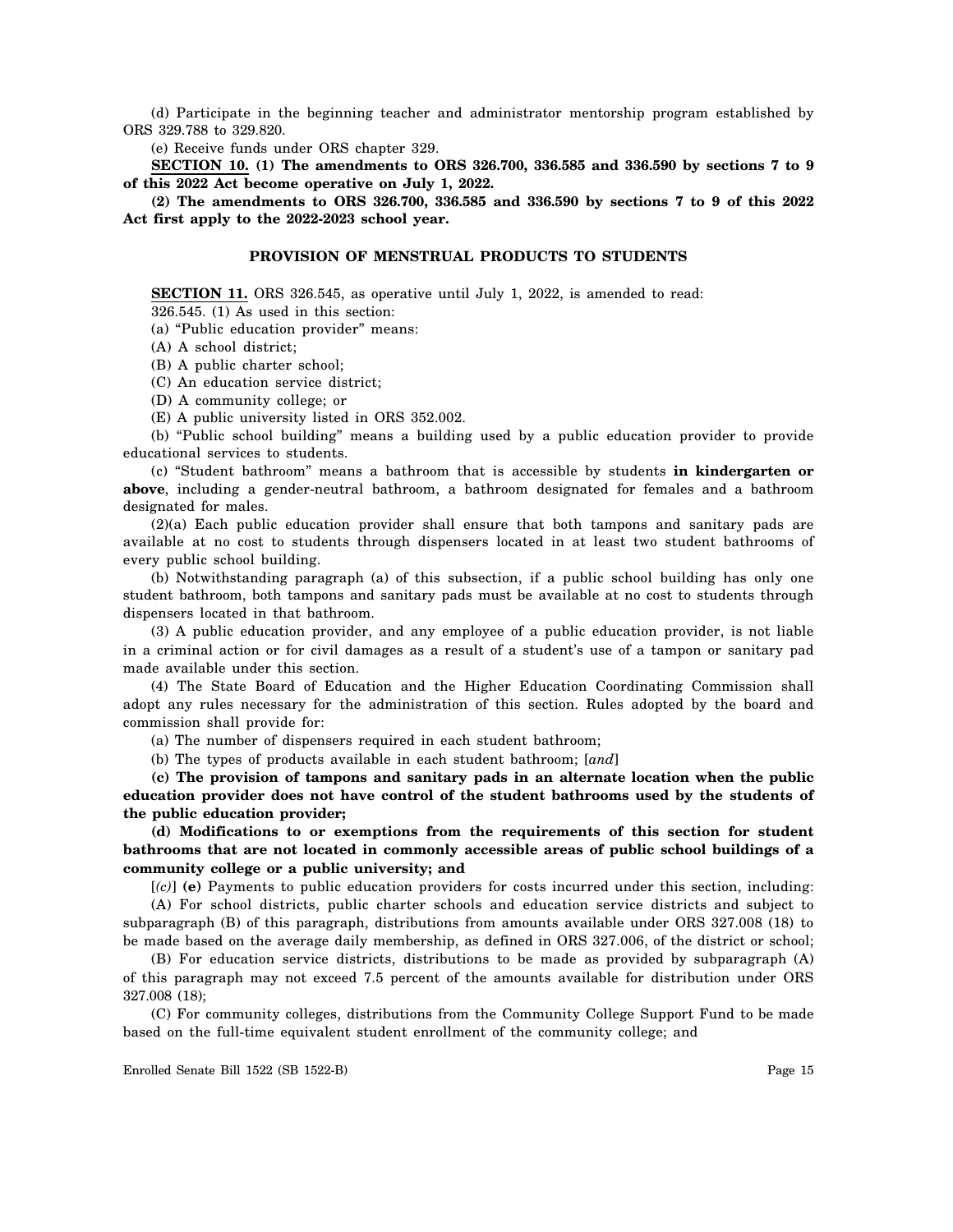(d) Participate in the beginning teacher and administrator mentorship program established by ORS 329.788 to 329.820.

(e) Receive funds under ORS chapter 329.

**SECTION 10. (1) The amendments to ORS 326.700, 336.585 and 336.590 by sections 7 to 9 of this 2022 Act become operative on July 1, 2022.**

**(2) The amendments to ORS 326.700, 336.585 and 336.590 by sections 7 to 9 of this 2022 Act first apply to the 2022-2023 school year.**

## PROVISION OF MENSTRUAL PRODUCTS TO STUDENTS

**SECTION 11.** ORS 326.545, as operative until July 1, 2022, is amended to read:

326.545. (1) As used in this section:

(a) "Public education provider" means:

(A) A school district;

(B) A public charter school;

(C) An education service district;

(D) A community college; or

(E) A public university listed in ORS 352.002.

(b) "Public school building" means a building used by a public education provider to provide educational services to students.

(c) "Student bathroom" means a bathroom that is accessible by students **in kindergarten or above**, including a gender-neutral bathroom, a bathroom designated for females and a bathroom designated for males.

(2)(a) Each public education provider shall ensure that both tampons and sanitary pads are available at no cost to students through dispensers located in at least two student bathrooms of every public school building.

(b) Notwithstanding paragraph (a) of this subsection, if a public school building has only one student bathroom, both tampons and sanitary pads must be available at no cost to students through dispensers located in that bathroom.

(3) A public education provider, and any employee of a public education provider, is not liable in a criminal action or for civil damages as a result of a student's use of a tampon or sanitary pad made available under this section.

(4) The State Board of Education and the Higher Education Coordinating Commission shall adopt any rules necessary for the administration of this section. Rules adopted by the board and commission shall provide for:

(a) The number of dispensers required in each student bathroom;

(b) The types of products available in each student bathroom; [*and*]

**(c) The provision of tampons and sanitary pads in an alternate location when the public education provider does not have control of the student bathrooms used by the students of the public education provider;**

**(d) Modifications to or exemptions from the requirements of this section for student bathrooms that are not located in commonly accessible areas of public school buildings of a community college or a public university; and**

[*(c)*] **(e)** Payments to public education providers for costs incurred under this section, including:

(A) For school districts, public charter schools and education service districts and subject to subparagraph (B) of this paragraph, distributions from amounts available under ORS 327.008 (18) to be made based on the average daily membership, as defined in ORS 327.006, of the district or school;

(B) For education service districts, distributions to be made as provided by subparagraph (A) of this paragraph may not exceed 7.5 percent of the amounts available for distribution under ORS 327.008 (18);

(C) For community colleges, distributions from the Community College Support Fund to be made based on the full-time equivalent student enrollment of the community college; and

Enrolled Senate Bill 1522 (SB 1522-B)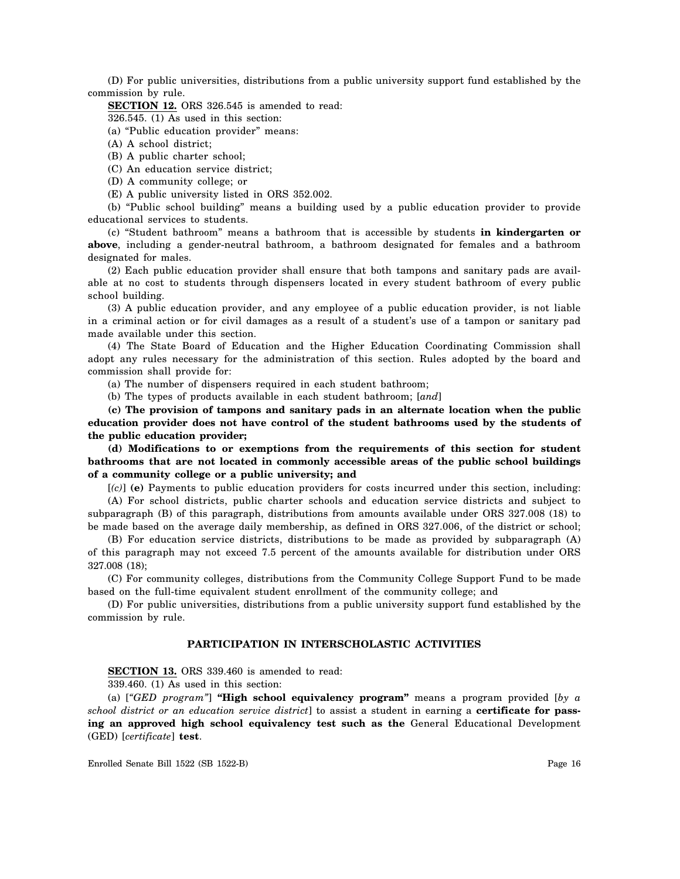(D) For public universities, distributions from a public university support fund established by the commission by rule.

**SECTION 12.** ORS 326.545 is amended to read:

326.545. (1) As used in this section:

(a) "Public education provider" means:

(A) A school district;

(B) A public charter school;

(C) An education service district;

(D) A community college; or

(E) A public university listed in ORS 352.002.

(b) "Public school building" means a building used by a public education provider to provide educational services to students.

(c) "Student bathroom" means a bathroom that is accessible by students **in kindergarten or above**, including a gender-neutral bathroom, a bathroom designated for females and a bathroom designated for males.

(2) Each public education provider shall ensure that both tampons and sanitary pads are available at no cost to students through dispensers located in every student bathroom of every public school building.

(3) A public education provider, and any employee of a public education provider, is not liable in a criminal action or for civil damages as a result of a student's use of a tampon or sanitary pad made available under this section.

(4) The State Board of Education and the Higher Education Coordinating Commission shall adopt any rules necessary for the administration of this section. Rules adopted by the board and commission shall provide for:

(a) The number of dispensers required in each student bathroom;

(b) The types of products available in each student bathroom; [*and*]

**(c) The provision of tampons and sanitary pads in an alternate location when the public education provider does not have control of the student bathrooms used by the students of the public education provider;**

**(d) Modifications to or exemptions from the requirements of this section for student bathrooms that are not located in commonly accessible areas of the public school buildings of a community college or a public university; and**

[*(c)*] **(e)** Payments to public education providers for costs incurred under this section, including:

(A) For school districts, public charter schools and education service districts and subject to subparagraph (B) of this paragraph, distributions from amounts available under ORS 327.008 (18) to be made based on the average daily membership, as defined in ORS 327.006, of the district or school;

(B) For education service districts, distributions to be made as provided by subparagraph (A) of this paragraph may not exceed 7.5 percent of the amounts available for distribution under ORS 327.008 (18);

(C) For community colleges, distributions from the Community College Support Fund to be made based on the full-time equivalent student enrollment of the community college; and

(D) For public universities, distributions from a public university support fund established by the commission by rule.

## PARTICIPATION IN INTERSCHOLASTIC ACTIVITIES

**SECTION 13.** ORS 339.460 is amended to read:

339.460. (1) As used in this section:

(a) [*"GED program"*] **"High school equivalency program"** means a program provided [*by a school district or an education service district*] to assist a student in earning a **certificate for passing an approved high school equivalency test such as the** General Educational Development (GED) [*certificate*] **test**.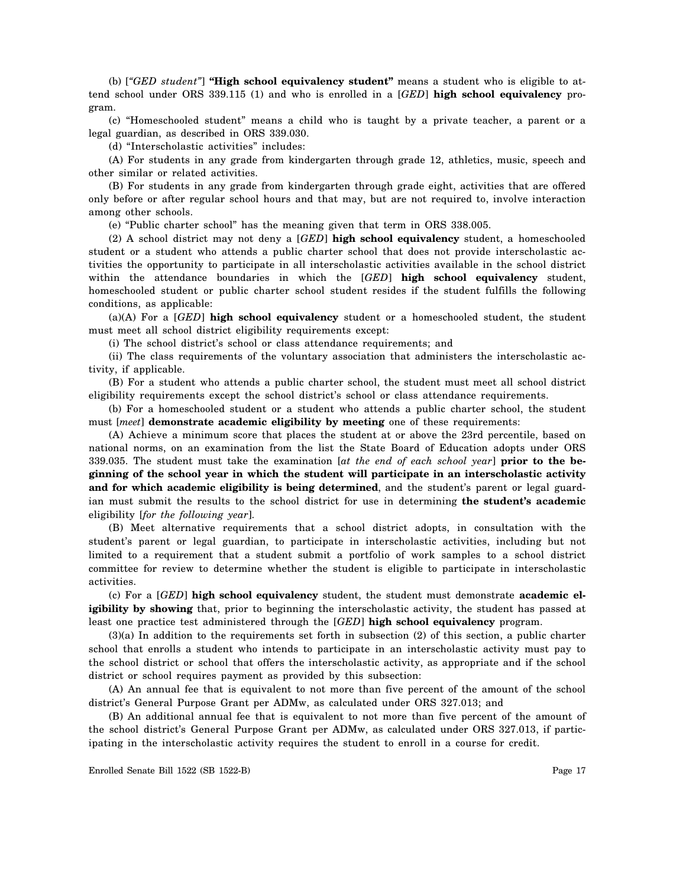(b) [*"GED student"*] **"High school equivalency student"** means a student who is eligible to attend school under ORS 339.115 (1) and who is enrolled in a [*GED*] **high school equivalency** program.

(c) "Homeschooled student" means a child who is taught by a private teacher, a parent or a legal guardian, as described in ORS 339.030.

(d) "Interscholastic activities" includes:

(A) For students in any grade from kindergarten through grade 12, athletics, music, speech and other similar or related activities.

(B) For students in any grade from kindergarten through grade eight, activities that are offered only before or after regular school hours and that may, but are not required to, involve interaction among other schools.

(e) "Public charter school" has the meaning given that term in ORS 338.005.

(2) A school district may not deny a [*GED*] **high school equivalency** student, a homeschooled student or a student who attends a public charter school that does not provide interscholastic activities the opportunity to participate in all interscholastic activities available in the school district within the attendance boundaries in which the [*GED*] **high school equivalency** student, homeschooled student or public charter school student resides if the student fulfills the following conditions, as applicable:

(a)(A) For a [*GED*] **high school equivalency** student or a homeschooled student, the student must meet all school district eligibility requirements except:

(i) The school district's school or class attendance requirements; and

(ii) The class requirements of the voluntary association that administers the interscholastic activity, if applicable.

(B) For a student who attends a public charter school, the student must meet all school district eligibility requirements except the school district's school or class attendance requirements.

(b) For a homeschooled student or a student who attends a public charter school, the student must [*meet*] **demonstrate academic eligibility by meeting** one of these requirements:

(A) Achieve a minimum score that places the student at or above the 23rd percentile, based on national norms, on an examination from the list the State Board of Education adopts under ORS 339.035. The student must take the examination [*at the end of each school year*] **prior to the beginning of the school year in which the student will participate in an interscholastic activity and for which academic eligibility is being determined**, and the student's parent or legal guardian must submit the results to the school district for use in determining **the student's academic** eligibility [*for the following year*].

(B) Meet alternative requirements that a school district adopts, in consultation with the student's parent or legal guardian, to participate in interscholastic activities, including but not limited to a requirement that a student submit a portfolio of work samples to a school district committee for review to determine whether the student is eligible to participate in interscholastic activities.

(c) For a [*GED*] **high school equivalency** student, the student must demonstrate **academic eligibility by showing** that, prior to beginning the interscholastic activity, the student has passed at least one practice test administered through the [*GED*] **high school equivalency** program.

(3)(a) In addition to the requirements set forth in subsection (2) of this section, a public charter school that enrolls a student who intends to participate in an interscholastic activity must pay to the school district or school that offers the interscholastic activity, as appropriate and if the school district or school requires payment as provided by this subsection:

(A) An annual fee that is equivalent to not more than five percent of the amount of the school district's General Purpose Grant per ADMw, as calculated under ORS 327.013; and

(B) An additional annual fee that is equivalent to not more than five percent of the amount of the school district's General Purpose Grant per ADMw, as calculated under ORS 327.013, if participating in the interscholastic activity requires the student to enroll in a course for credit.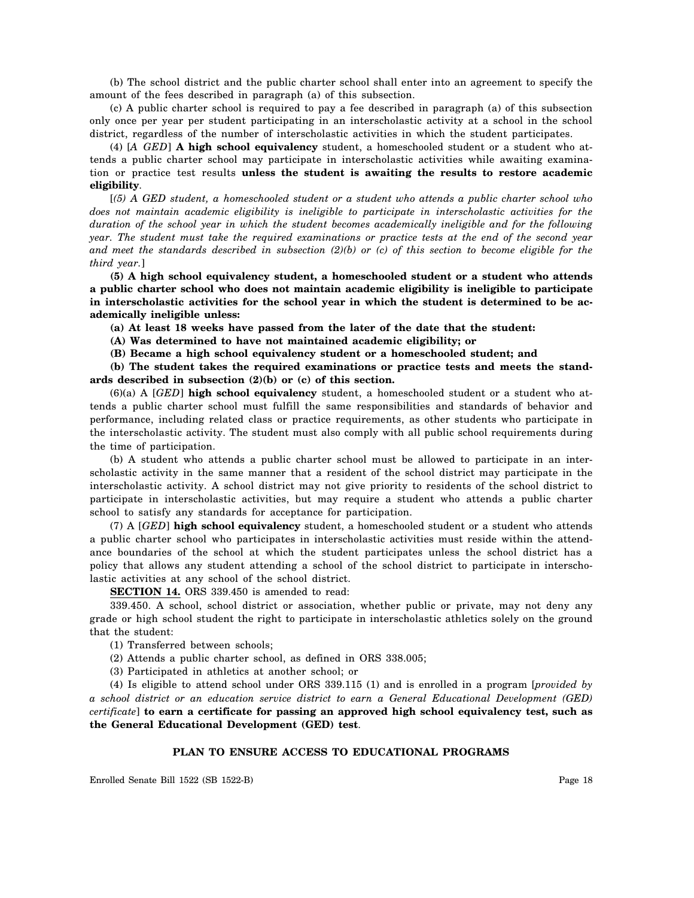(b) The school district and the public charter school shall enter into an agreement to specify the amount of the fees described in paragraph (a) of this subsection.

(c) A public charter school is required to pay a fee described in paragraph (a) of this subsection only once per year per student participating in an interscholastic activity at a school in the school district, regardless of the number of interscholastic activities in which the student participates.

(4) [*A GED*] **A high school equivalency** student, a homeschooled student or a student who attends a public charter school may participate in interscholastic activities while awaiting examination or practice test results **unless the student is awaiting the results to restore academic eligibility**.

[*(5) A GED student, a homeschooled student or a student who attends a public charter school who does not maintain academic eligibility is ineligible to participate in interscholastic activities for the duration of the school year in which the student becomes academically ineligible and for the following year. The student must take the required examinations or practice tests at the end of the second year and meet the standards described in subsection (2)(b) or (c) of this section to become eligible for the third year.*]

**(5) A high school equivalency student, a homeschooled student or a student who attends a public charter school who does not maintain academic eligibility is ineligible to participate in interscholastic activities for the school year in which the student is determined to be academically ineligible unless:**

**(a) At least 18 weeks have passed from the later of the date that the student:**

**(A) Was determined to have not maintained academic eligibility; or**

**(B) Became a high school equivalency student or a homeschooled student; and**

**(b) The student takes the required examinations or practice tests and meets the standards described in subsection (2)(b) or (c) of this section.**

(6)(a) A [*GED*] **high school equivalency** student, a homeschooled student or a student who attends a public charter school must fulfill the same responsibilities and standards of behavior and performance, including related class or practice requirements, as other students who participate in the interscholastic activity. The student must also comply with all public school requirements during the time of participation.

(b) A student who attends a public charter school must be allowed to participate in an interscholastic activity in the same manner that a resident of the school district may participate in the interscholastic activity. A school district may not give priority to residents of the school district to participate in interscholastic activities, but may require a student who attends a public charter school to satisfy any standards for acceptance for participation.

(7) A [*GED*] **high school equivalency** student, a homeschooled student or a student who attends a public charter school who participates in interscholastic activities must reside within the attendance boundaries of the school at which the student participates unless the school district has a policy that allows any student attending a school of the school district to participate in interscholastic activities at any school of the school district.

**SECTION 14.** ORS 339.450 is amended to read:

339.450. A school, school district or association, whether public or private, may not deny any grade or high school student the right to participate in interscholastic athletics solely on the ground that the student:

(1) Transferred between schools;

(2) Attends a public charter school, as defined in ORS 338.005;

(3) Participated in athletics at another school; or

(4) Is eligible to attend school under ORS 339.115 (1) and is enrolled in a program [*provided by a school district or an education service district to earn a General Educational Development (GED) certificate*] **to earn a certificate for passing an approved high school equivalency test, such as the General Educational Development (GED) test**.

## PLAN TO ENSURE ACCESS TO EDUCATIONAL PROGRAMS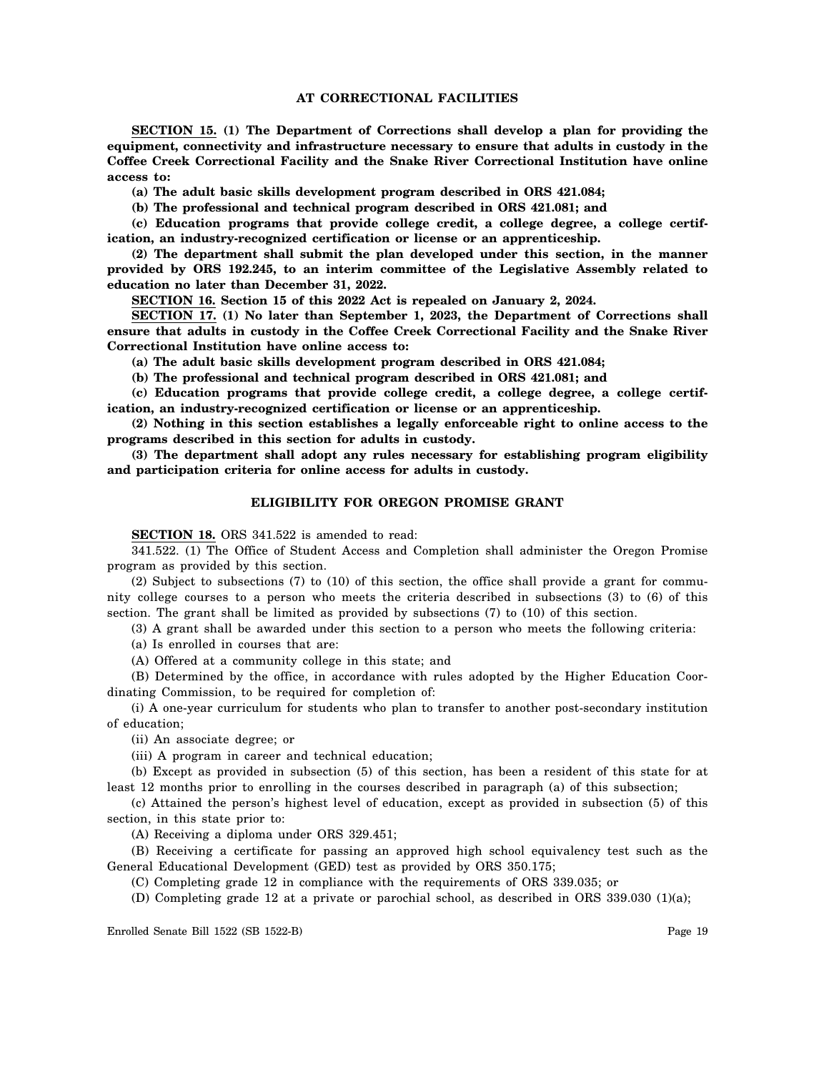### AT CORRECTIONAL FACILITIES

**SECTION 15. (1) The Department of Corrections shall develop a plan for providing the equipment, connectivity and infrastructure necessary to ensure that adults in custody in the Coffee Creek Correctional Facility and the Snake River Correctional Institution have online access to:**

**(a) The adult basic skills development program described in ORS 421.084;**

**(b) The professional and technical program described in ORS 421.081; and**

**(c) Education programs that provide college credit, a college degree, a college certification, an industry-recognized certification or license or an apprenticeship.**

**(2) The department shall submit the plan developed under this section, in the manner provided by ORS 192.245, to an interim committee of the Legislative Assembly related to education no later than December 31, 2022.**

**SECTION 16. Section 15 of this 2022 Act is repealed on January 2, 2024.**

**SECTION 17. (1) No later than September 1, 2023, the Department of Corrections shall ensure that adults in custody in the Coffee Creek Correctional Facility and the Snake River Correctional Institution have online access to:**

**(a) The adult basic skills development program described in ORS 421.084;**

**(b) The professional and technical program described in ORS 421.081; and**

**(c) Education programs that provide college credit, a college degree, a college certification, an industry-recognized certification or license or an apprenticeship.**

**(2) Nothing in this section establishes a legally enforceable right to online access to the programs described in this section for adults in custody.**

**(3) The department shall adopt any rules necessary for establishing program eligibility and participation criteria for online access for adults in custody.**

### ELIGIBILITY FOR OREGON PROMISE GRANT

**SECTION 18.** ORS 341.522 is amended to read:

341.522. (1) The Office of Student Access and Completion shall administer the Oregon Promise program as provided by this section.

(2) Subject to subsections (7) to (10) of this section, the office shall provide a grant for community college courses to a person who meets the criteria described in subsections (3) to (6) of this section. The grant shall be limited as provided by subsections (7) to (10) of this section.

(3) A grant shall be awarded under this section to a person who meets the following criteria:

(a) Is enrolled in courses that are:

(A) Offered at a community college in this state; and

(B) Determined by the office, in accordance with rules adopted by the Higher Education Coordinating Commission, to be required for completion of:

(i) A one-year curriculum for students who plan to transfer to another post-secondary institution of education;

(ii) An associate degree; or

(iii) A program in career and technical education;

(b) Except as provided in subsection (5) of this section, has been a resident of this state for at least 12 months prior to enrolling in the courses described in paragraph (a) of this subsection;

(c) Attained the person's highest level of education, except as provided in subsection (5) of this section, in this state prior to:

(A) Receiving a diploma under ORS 329.451;

(B) Receiving a certificate for passing an approved high school equivalency test such as the General Educational Development (GED) test as provided by ORS 350.175;

(C) Completing grade 12 in compliance with the requirements of ORS 339.035; or

(D) Completing grade 12 at a private or parochial school, as described in ORS 339.030 (1)(a);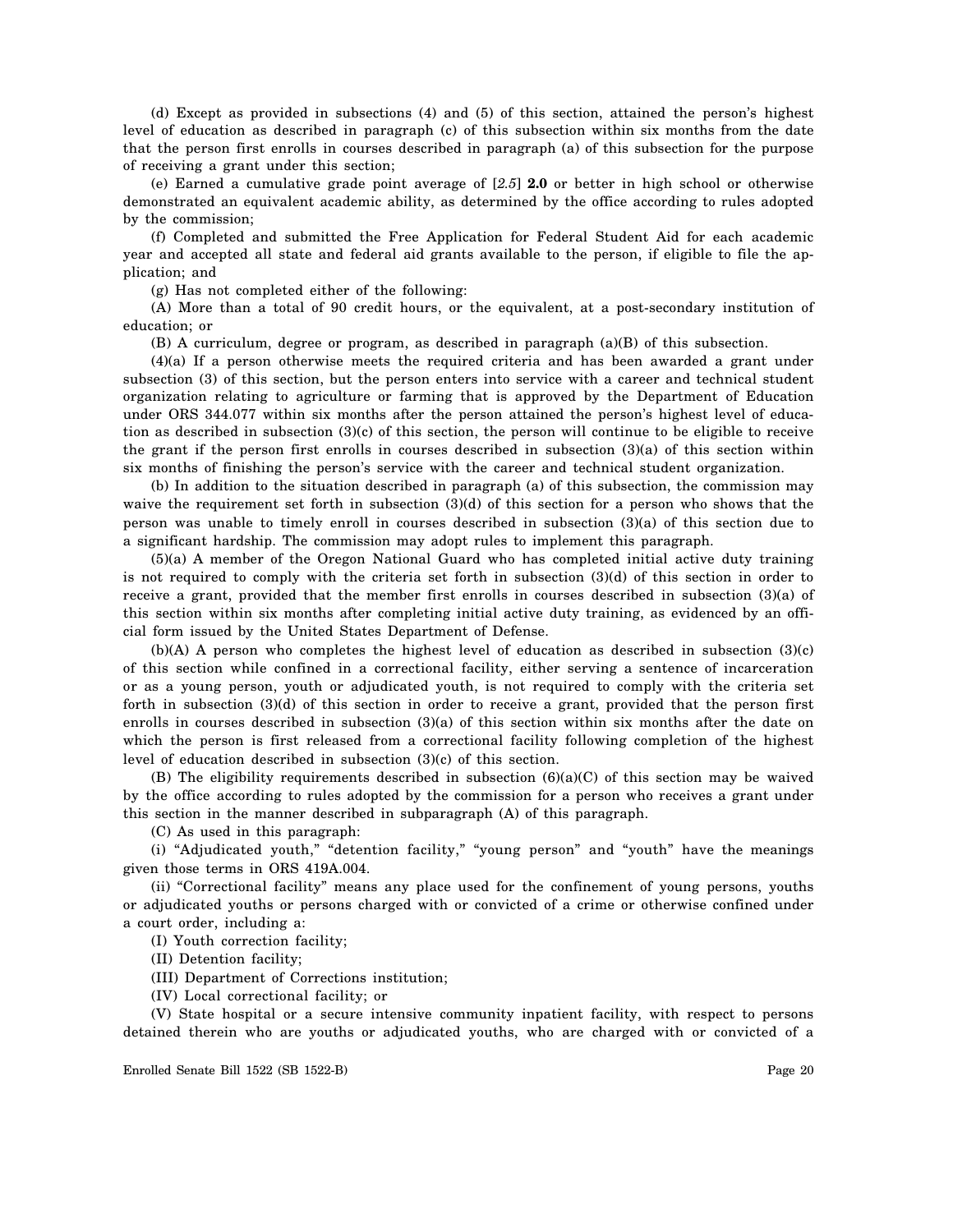(d) Except as provided in subsections (4) and (5) of this section, attained the person's highest level of education as described in paragraph (c) of this subsection within six months from the date that the person first enrolls in courses described in paragraph (a) of this subsection for the purpose of receiving a grant under this section;

(e) Earned a cumulative grade point average of [*2.5*] **2.0** or better in high school or otherwise demonstrated an equivalent academic ability, as determined by the office according to rules adopted by the commission;

(f) Completed and submitted the Free Application for Federal Student Aid for each academic year and accepted all state and federal aid grants available to the person, if eligible to file the application; and

(g) Has not completed either of the following:

(A) More than a total of 90 credit hours, or the equivalent, at a post-secondary institution of education; or

(B) A curriculum, degree or program, as described in paragraph (a)(B) of this subsection.

(4)(a) If a person otherwise meets the required criteria and has been awarded a grant under subsection (3) of this section, but the person enters into service with a career and technical student organization relating to agriculture or farming that is approved by the Department of Education under ORS 344.077 within six months after the person attained the person's highest level of education as described in subsection (3)(c) of this section, the person will continue to be eligible to receive the grant if the person first enrolls in courses described in subsection (3)(a) of this section within six months of finishing the person's service with the career and technical student organization.

(b) In addition to the situation described in paragraph (a) of this subsection, the commission may waive the requirement set forth in subsection (3)(d) of this section for a person who shows that the person was unable to timely enroll in courses described in subsection (3)(a) of this section due to a significant hardship. The commission may adopt rules to implement this paragraph.

(5)(a) A member of the Oregon National Guard who has completed initial active duty training is not required to comply with the criteria set forth in subsection (3)(d) of this section in order to receive a grant, provided that the member first enrolls in courses described in subsection (3)(a) of this section within six months after completing initial active duty training, as evidenced by an official form issued by the United States Department of Defense.

(b)(A) A person who completes the highest level of education as described in subsection (3)(c) of this section while confined in a correctional facility, either serving a sentence of incarceration or as a young person, youth or adjudicated youth, is not required to comply with the criteria set forth in subsection (3)(d) of this section in order to receive a grant, provided that the person first enrolls in courses described in subsection (3)(a) of this section within six months after the date on which the person is first released from a correctional facility following completion of the highest level of education described in subsection (3)(c) of this section.

(B) The eligibility requirements described in subsection (6)(a)(C) of this section may be waived by the office according to rules adopted by the commission for a person who receives a grant under this section in the manner described in subparagraph (A) of this paragraph.

(C) As used in this paragraph:

(i) "Adjudicated youth," "detention facility," "young person" and "youth" have the meanings given those terms in ORS 419A.004.

(ii) "Correctional facility" means any place used for the confinement of young persons, youths or adjudicated youths or persons charged with or convicted of a crime or otherwise confined under a court order, including a:

(I) Youth correction facility;

(II) Detention facility;

(III) Department of Corrections institution;

(IV) Local correctional facility; or

(V) State hospital or a secure intensive community inpatient facility, with respect to persons detained therein who are youths or adjudicated youths, who are charged with or convicted of a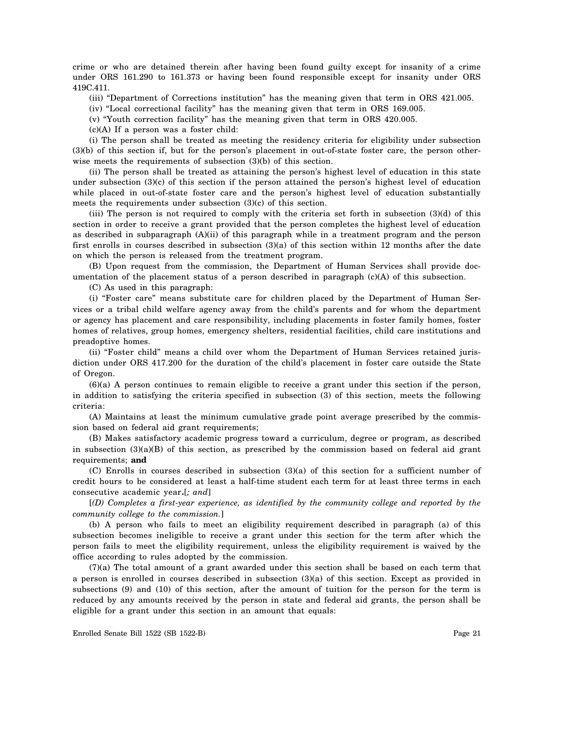crime or who are detained therein after having been found guilty except for insanity of a crime under ORS 161.290 to 161.373 or having been found responsible except for insanity under ORS 419C.411.

(iii) "Department of Corrections institution" has the meaning given that term in ORS 421.005.

(iv) "Local correctional facility" has the meaning given that term in ORS 169.005.

(v) "Youth correction facility" has the meaning given that term in ORS 420.005.

(c)(A) If a person was a foster child:

(i) The person shall be treated as meeting the residency criteria for eligibility under subsection (3)(b) of this section if, but for the person's placement in out-of-state foster care, the person otherwise meets the requirements of subsection (3)(b) of this section.

(ii) The person shall be treated as attaining the person's highest level of education in this state under subsection (3)(c) of this section if the person attained the person's highest level of education while placed in out-of-state foster care and the person's highest level of education substantially meets the requirements under subsection (3)(c) of this section.

(iii) The person is not required to comply with the criteria set forth in subsection (3)(d) of this section in order to receive a grant provided that the person completes the highest level of education as described in subparagraph (A)(ii) of this paragraph while in a treatment program and the person first enrolls in courses described in subsection (3)(a) of this section within 12 months after the date on which the person is released from the treatment program.

(B) Upon request from the commission, the Department of Human Services shall provide documentation of the placement status of a person described in paragraph (c)(A) of this subsection.

(C) As used in this paragraph:

(i) "Foster care" means substitute care for children placed by the Department of Human Services or a tribal child welfare agency away from the child's parents and for whom the department or agency has placement and care responsibility, including placements in foster family homes, foster homes of relatives, group homes, emergency shelters, residential facilities, child care institutions and preadoptive homes.

(ii) "Foster child" means a child over whom the Department of Human Services retained jurisdiction under ORS 417.200 for the duration of the child's placement in foster care outside the State of Oregon.

(6)(a) A person continues to remain eligible to receive a grant under this section if the person, in addition to satisfying the criteria specified in subsection (3) of this section, meets the following criteria:

(A) Maintains at least the minimum cumulative grade point average prescribed by the commission based on federal aid grant requirements;

(B) Makes satisfactory academic progress toward a curriculum, degree or program, as described in subsection (3)(a)(B) of this section, as prescribed by the commission based on federal aid grant requirements; **and**

(C) Enrolls in courses described in subsection (3)(a) of this section for a sufficient number of credit hours to be considered at least a half-time student each term for at least three terms in each consecutive academic year**.**[*; and*]

[*(D) Completes a first-year experience, as identified by the community college and reported by the community college to the commission.*]

(b) A person who fails to meet an eligibility requirement described in paragraph (a) of this subsection becomes ineligible to receive a grant under this section for the term after which the person fails to meet the eligibility requirement, unless the eligibility requirement is waived by the office according to rules adopted by the commission.

(7)(a) The total amount of a grant awarded under this section shall be based on each term that a person is enrolled in courses described in subsection (3)(a) of this section. Except as provided in subsections (9) and (10) of this section, after the amount of tuition for the person for the term is reduced by any amounts received by the person in state and federal aid grants, the person shall be eligible for a grant under this section in an amount that equals: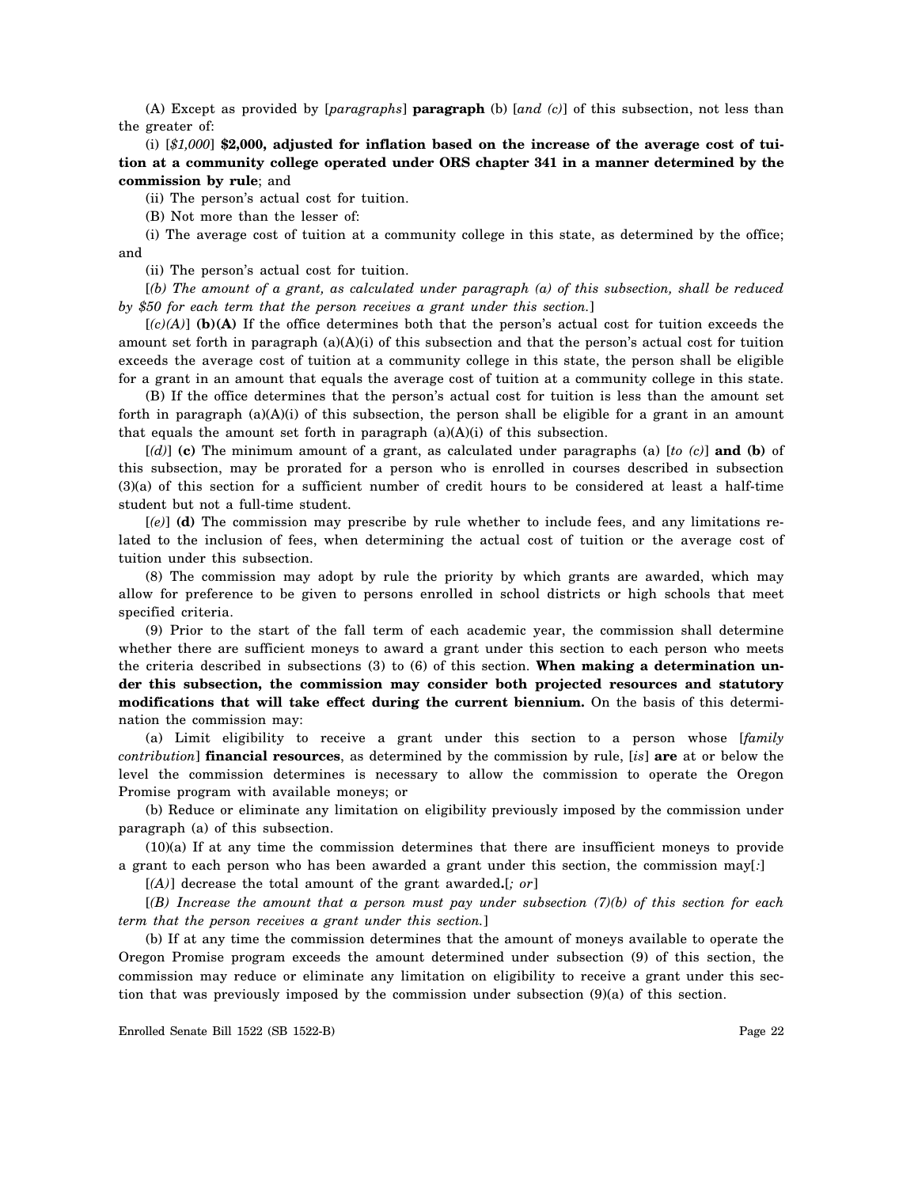(A) Except as provided by [*paragraphs*] **paragraph** (b) [*and (c)*] of this subsection, not less than the greater of:

(i) [*$1,000*] **$2,000, adjusted for inflation based on the increase of the average cost of tuition at a community college operated under ORS chapter 341 in a manner determined by the commission by rule**; and

(ii) The person's actual cost for tuition.

(B) Not more than the lesser of:

(i) The average cost of tuition at a community college in this state, as determined by the office; and

(ii) The person's actual cost for tuition.

[*(b) The amount of a grant, as calculated under paragraph (a) of this subsection, shall be reduced by $50 for each term that the person receives a grant under this section.*]

[*(c)(A)*] **(b)(A)** If the office determines both that the person's actual cost for tuition exceeds the amount set forth in paragraph (a)(A)(i) of this subsection and that the person's actual cost for tuition exceeds the average cost of tuition at a community college in this state, the person shall be eligible for a grant in an amount that equals the average cost of tuition at a community college in this state.

(B) If the office determines that the person's actual cost for tuition is less than the amount set forth in paragraph (a)(A)(i) of this subsection, the person shall be eligible for a grant in an amount that equals the amount set forth in paragraph (a)(A)(i) of this subsection.

[*(d)*] **(c)** The minimum amount of a grant, as calculated under paragraphs (a) [*to (c)*] **and (b)** of this subsection, may be prorated for a person who is enrolled in courses described in subsection (3)(a) of this section for a sufficient number of credit hours to be considered at least a half-time student but not a full-time student.

[*(e)*] **(d)** The commission may prescribe by rule whether to include fees, and any limitations related to the inclusion of fees, when determining the actual cost of tuition or the average cost of tuition under this subsection.

(8) The commission may adopt by rule the priority by which grants are awarded, which may allow for preference to be given to persons enrolled in school districts or high schools that meet specified criteria.

(9) Prior to the start of the fall term of each academic year, the commission shall determine whether there are sufficient moneys to award a grant under this section to each person who meets the criteria described in subsections (3) to (6) of this section. **When making a determination under this subsection, the commission may consider both projected resources and statutory modifications that will take effect during the current biennium.** On the basis of this determination the commission may:

(a) Limit eligibility to receive a grant under this section to a person whose [*family contribution*] **financial resources**, as determined by the commission by rule, [*is*] **are** at or below the level the commission determines is necessary to allow the commission to operate the Oregon Promise program with available moneys; or

(b) Reduce or eliminate any limitation on eligibility previously imposed by the commission under paragraph (a) of this subsection.

(10)(a) If at any time the commission determines that there are insufficient moneys to provide a grant to each person who has been awarded a grant under this section, the commission may[*:*]

[*(A)*] decrease the total amount of the grant awarded**.**[*; or*]

[*(B) Increase the amount that a person must pay under subsection (7)(b) of this section for each term that the person receives a grant under this section.*]

(b) If at any time the commission determines that the amount of moneys available to operate the Oregon Promise program exceeds the amount determined under subsection (9) of this section, the commission may reduce or eliminate any limitation on eligibility to receive a grant under this section that was previously imposed by the commission under subsection (9)(a) of this section.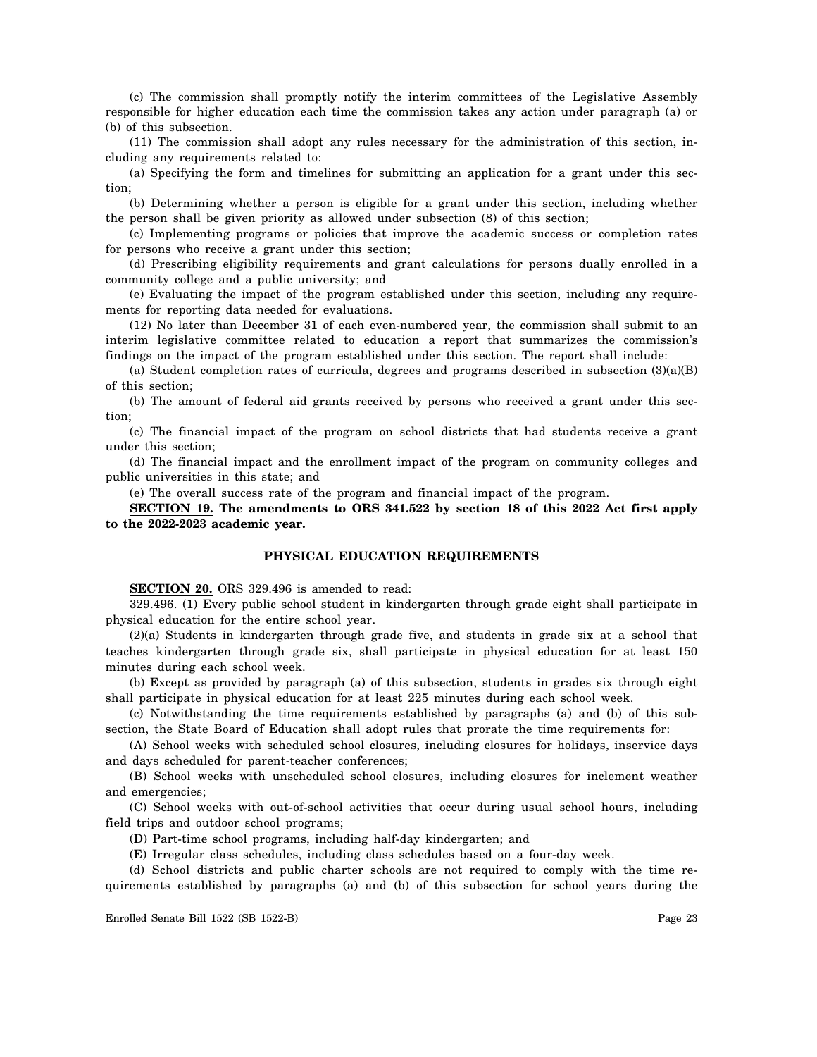(c) The commission shall promptly notify the interim committees of the Legislative Assembly responsible for higher education each time the commission takes any action under paragraph (a) or (b) of this subsection.

(11) The commission shall adopt any rules necessary for the administration of this section, including any requirements related to:

(a) Specifying the form and timelines for submitting an application for a grant under this section;

(b) Determining whether a person is eligible for a grant under this section, including whether the person shall be given priority as allowed under subsection (8) of this section;

(c) Implementing programs or policies that improve the academic success or completion rates for persons who receive a grant under this section;

(d) Prescribing eligibility requirements and grant calculations for persons dually enrolled in a community college and a public university; and

(e) Evaluating the impact of the program established under this section, including any requirements for reporting data needed for evaluations.

(12) No later than December 31 of each even-numbered year, the commission shall submit to an interim legislative committee related to education a report that summarizes the commission's findings on the impact of the program established under this section. The report shall include:

(a) Student completion rates of curricula, degrees and programs described in subsection (3)(a)(B) of this section;

(b) The amount of federal aid grants received by persons who received a grant under this section;

(c) The financial impact of the program on school districts that had students receive a grant under this section;

(d) The financial impact and the enrollment impact of the program on community colleges and public universities in this state; and

(e) The overall success rate of the program and financial impact of the program.

**SECTION 19. The amendments to ORS 341.522 by section 18 of this 2022 Act first apply to the 2022-2023 academic year.**

## PHYSICAL EDUCATION REQUIREMENTS

**SECTION 20.** ORS 329.496 is amended to read:

329.496. (1) Every public school student in kindergarten through grade eight shall participate in physical education for the entire school year.

(2)(a) Students in kindergarten through grade five, and students in grade six at a school that teaches kindergarten through grade six, shall participate in physical education for at least 150 minutes during each school week.

(b) Except as provided by paragraph (a) of this subsection, students in grades six through eight shall participate in physical education for at least 225 minutes during each school week.

(c) Notwithstanding the time requirements established by paragraphs (a) and (b) of this subsection, the State Board of Education shall adopt rules that prorate the time requirements for:

(A) School weeks with scheduled school closures, including closures for holidays, inservice days and days scheduled for parent-teacher conferences;

(B) School weeks with unscheduled school closures, including closures for inclement weather and emergencies;

(C) School weeks with out-of-school activities that occur during usual school hours, including field trips and outdoor school programs;

(D) Part-time school programs, including half-day kindergarten; and

(E) Irregular class schedules, including class schedules based on a four-day week.

(d) School districts and public charter schools are not required to comply with the time requirements established by paragraphs (a) and (b) of this subsection for school years during the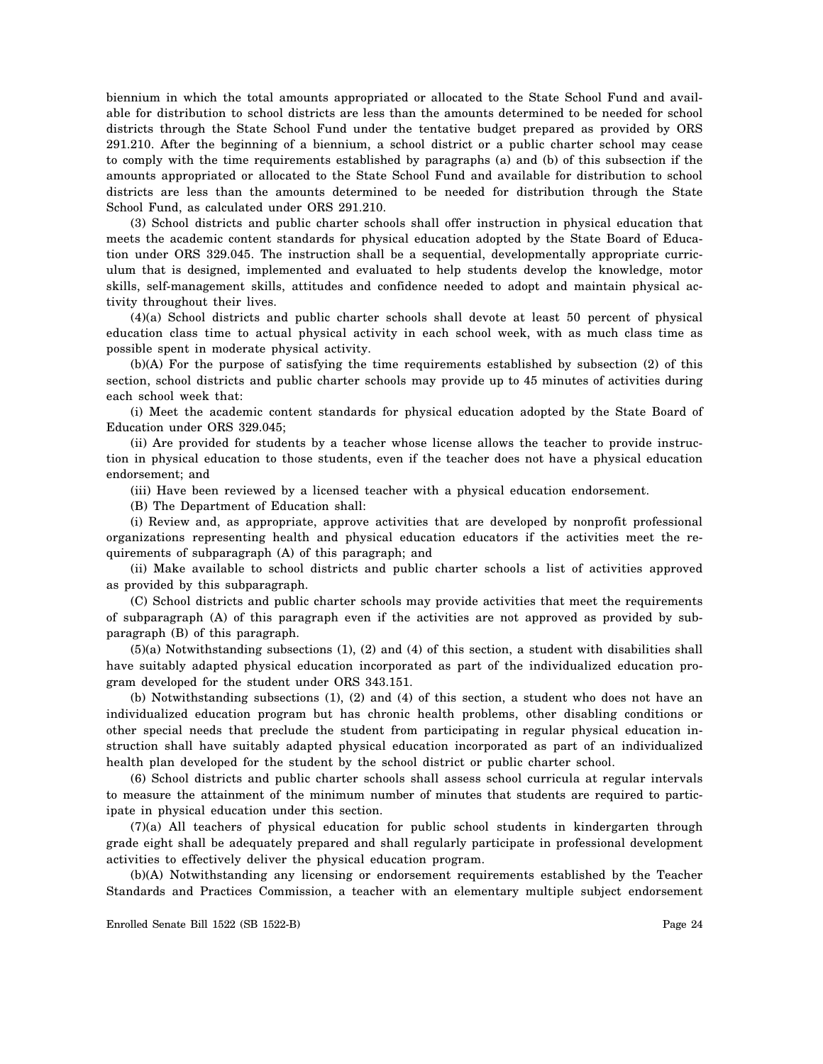biennium in which the total amounts appropriated or allocated to the State School Fund and available for distribution to school districts are less than the amounts determined to be needed for school districts through the State School Fund under the tentative budget prepared as provided by ORS 291.210. After the beginning of a biennium, a school district or a public charter school may cease to comply with the time requirements established by paragraphs (a) and (b) of this subsection if the amounts appropriated or allocated to the State School Fund and available for distribution to school districts are less than the amounts determined to be needed for distribution through the State School Fund, as calculated under ORS 291.210.

(3) School districts and public charter schools shall offer instruction in physical education that meets the academic content standards for physical education adopted by the State Board of Education under ORS 329.045. The instruction shall be a sequential, developmentally appropriate curriculum that is designed, implemented and evaluated to help students develop the knowledge, motor skills, self-management skills, attitudes and confidence needed to adopt and maintain physical activity throughout their lives.

(4)(a) School districts and public charter schools shall devote at least 50 percent of physical education class time to actual physical activity in each school week, with as much class time as possible spent in moderate physical activity.

(b)(A) For the purpose of satisfying the time requirements established by subsection (2) of this section, school districts and public charter schools may provide up to 45 minutes of activities during each school week that:

(i) Meet the academic content standards for physical education adopted by the State Board of Education under ORS 329.045;

(ii) Are provided for students by a teacher whose license allows the teacher to provide instruction in physical education to those students, even if the teacher does not have a physical education endorsement; and

(iii) Have been reviewed by a licensed teacher with a physical education endorsement.

(B) The Department of Education shall:

(i) Review and, as appropriate, approve activities that are developed by nonprofit professional organizations representing health and physical education educators if the activities meet the requirements of subparagraph (A) of this paragraph; and

(ii) Make available to school districts and public charter schools a list of activities approved as provided by this subparagraph.

(C) School districts and public charter schools may provide activities that meet the requirements of subparagraph (A) of this paragraph even if the activities are not approved as provided by subparagraph (B) of this paragraph.

(5)(a) Notwithstanding subsections (1), (2) and (4) of this section, a student with disabilities shall have suitably adapted physical education incorporated as part of the individualized education program developed for the student under ORS 343.151.

(b) Notwithstanding subsections (1), (2) and (4) of this section, a student who does not have an individualized education program but has chronic health problems, other disabling conditions or other special needs that preclude the student from participating in regular physical education instruction shall have suitably adapted physical education incorporated as part of an individualized health plan developed for the student by the school district or public charter school.

(6) School districts and public charter schools shall assess school curricula at regular intervals to measure the attainment of the minimum number of minutes that students are required to participate in physical education under this section.

(7)(a) All teachers of physical education for public school students in kindergarten through grade eight shall be adequately prepared and shall regularly participate in professional development activities to effectively deliver the physical education program.

(b)(A) Notwithstanding any licensing or endorsement requirements established by the Teacher Standards and Practices Commission, a teacher with an elementary multiple subject endorsement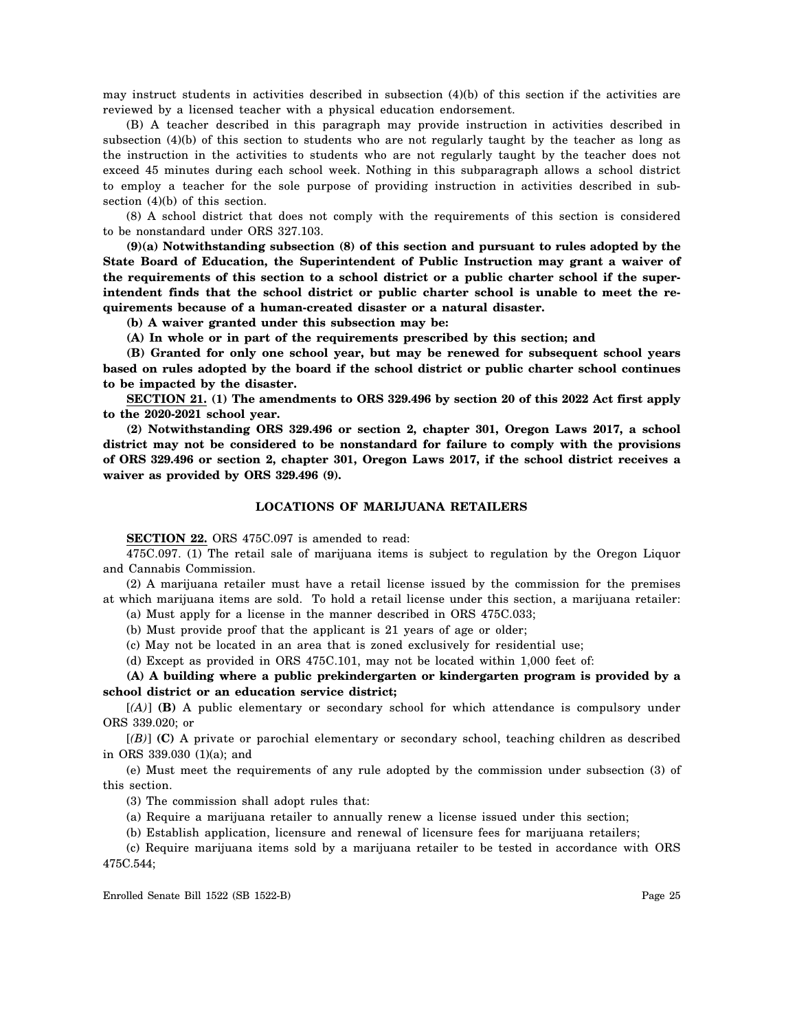may instruct students in activities described in subsection (4)(b) of this section if the activities are reviewed by a licensed teacher with a physical education endorsement.

(B) A teacher described in this paragraph may provide instruction in activities described in subsection (4)(b) of this section to students who are not regularly taught by the teacher as long as the instruction in the activities to students who are not regularly taught by the teacher does not exceed 45 minutes during each school week. Nothing in this subparagraph allows a school district to employ a teacher for the sole purpose of providing instruction in activities described in subsection (4)(b) of this section.

(8) A school district that does not comply with the requirements of this section is considered to be nonstandard under ORS 327.103.

**(9)(a) Notwithstanding subsection (8) of this section and pursuant to rules adopted by the State Board of Education, the Superintendent of Public Instruction may grant a waiver of the requirements of this section to a school district or a public charter school if the superintendent finds that the school district or public charter school is unable to meet the requirements because of a human-created disaster or a natural disaster.**

**(b) A waiver granted under this subsection may be:**

**(A) In whole or in part of the requirements prescribed by this section; and**

**(B) Granted for only one school year, but may be renewed for subsequent school years based on rules adopted by the board if the school district or public charter school continues to be impacted by the disaster.**

**SECTION 21. (1) The amendments to ORS 329.496 by section 20 of this 2022 Act first apply to the 2020-2021 school year.**

**(2) Notwithstanding ORS 329.496 or section 2, chapter 301, Oregon Laws 2017, a school district may not be considered to be nonstandard for failure to comply with the provisions of ORS 329.496 or section 2, chapter 301, Oregon Laws 2017, if the school district receives a waiver as provided by ORS 329.496 (9).**

## LOCATIONS OF MARIJUANA RETAILERS

**SECTION 22.** ORS 475C.097 is amended to read:

475C.097. (1) The retail sale of marijuana items is subject to regulation by the Oregon Liquor and Cannabis Commission.

(2) A marijuana retailer must have a retail license issued by the commission for the premises at which marijuana items are sold. To hold a retail license under this section, a marijuana retailer:

(a) Must apply for a license in the manner described in ORS 475C.033;

(b) Must provide proof that the applicant is 21 years of age or older;

(c) May not be located in an area that is zoned exclusively for residential use;

(d) Except as provided in ORS 475C.101, may not be located within 1,000 feet of:

**(A) A building where a public prekindergarten or kindergarten program is provided by a school district or an education service district;**

[*(A)*] **(B)** A public elementary or secondary school for which attendance is compulsory under ORS 339.020; or

[*(B)*] **(C)** A private or parochial elementary or secondary school, teaching children as described in ORS 339.030 (1)(a); and

(e) Must meet the requirements of any rule adopted by the commission under subsection (3) of this section.

(3) The commission shall adopt rules that:

(a) Require a marijuana retailer to annually renew a license issued under this section;

(b) Establish application, licensure and renewal of licensure fees for marijuana retailers;

(c) Require marijuana items sold by a marijuana retailer to be tested in accordance with ORS 475C.544;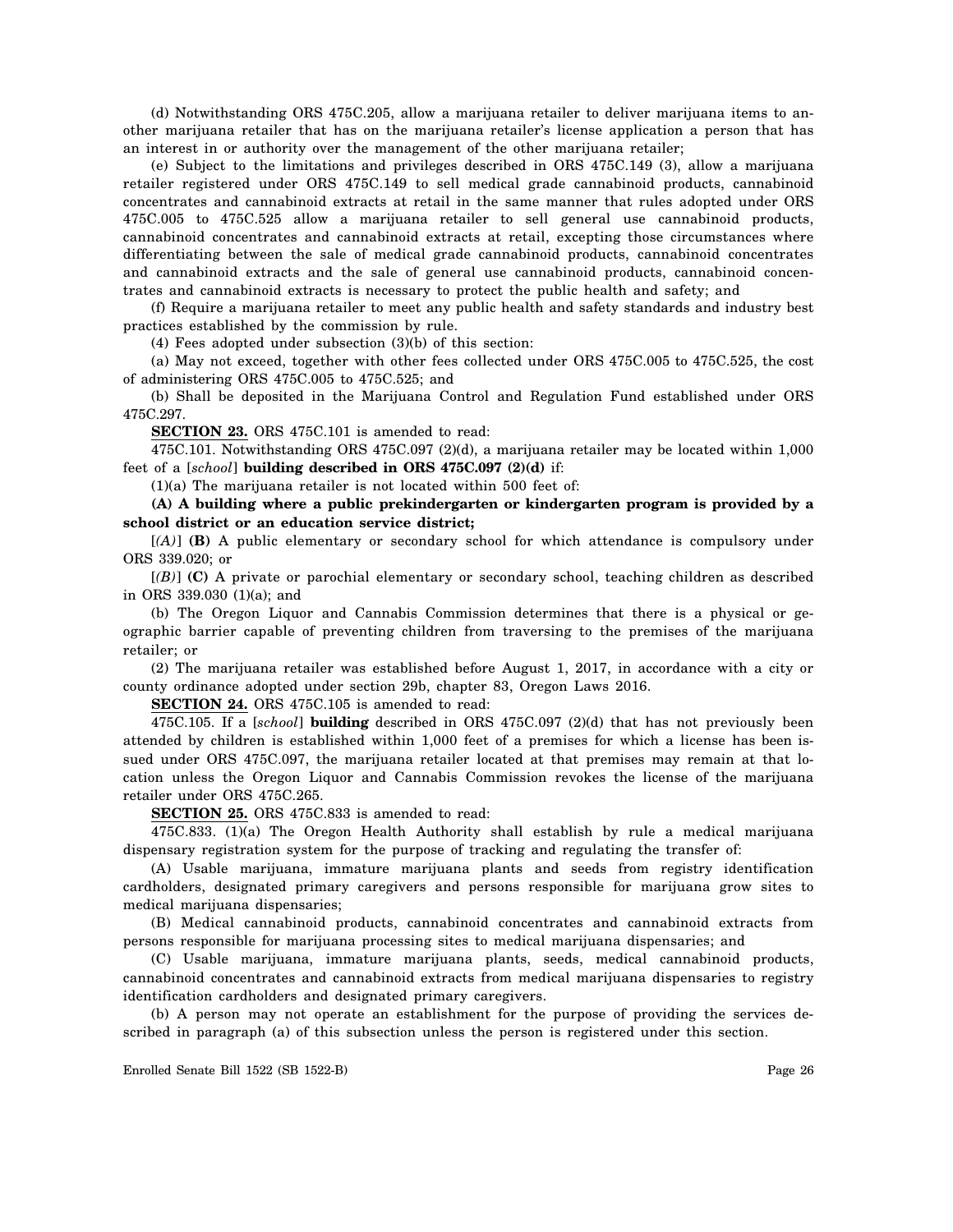(d) Notwithstanding ORS 475C.205, allow a marijuana retailer to deliver marijuana items to another marijuana retailer that has on the marijuana retailer's license application a person that has an interest in or authority over the management of the other marijuana retailer;

(e) Subject to the limitations and privileges described in ORS 475C.149 (3), allow a marijuana retailer registered under ORS 475C.149 to sell medical grade cannabinoid products, cannabinoid concentrates and cannabinoid extracts at retail in the same manner that rules adopted under ORS 475C.005 to 475C.525 allow a marijuana retailer to sell general use cannabinoid products, cannabinoid concentrates and cannabinoid extracts at retail, excepting those circumstances where differentiating between the sale of medical grade cannabinoid products, cannabinoid concentrates and cannabinoid extracts and the sale of general use cannabinoid products, cannabinoid concentrates and cannabinoid extracts is necessary to protect the public health and safety; and

(f) Require a marijuana retailer to meet any public health and safety standards and industry best practices established by the commission by rule.

(4) Fees adopted under subsection (3)(b) of this section:

(a) May not exceed, together with other fees collected under ORS 475C.005 to 475C.525, the cost of administering ORS 475C.005 to 475C.525; and

(b) Shall be deposited in the Marijuana Control and Regulation Fund established under ORS 475C.297.

**SECTION 23.** ORS 475C.101 is amended to read:

475C.101. Notwithstanding ORS 475C.097 (2)(d), a marijuana retailer may be located within 1,000 feet of a [*school*] **building described in ORS 475C.097 (2)(d)** if:

(1)(a) The marijuana retailer is not located within 500 feet of:

**(A) A building where a public prekindergarten or kindergarten program is provided by a school district or an education service district;**

[*(A)*] **(B)** A public elementary or secondary school for which attendance is compulsory under ORS 339.020; or

[*(B)*] **(C)** A private or parochial elementary or secondary school, teaching children as described in ORS 339.030 (1)(a); and

(b) The Oregon Liquor and Cannabis Commission determines that there is a physical or geographic barrier capable of preventing children from traversing to the premises of the marijuana retailer; or

(2) The marijuana retailer was established before August 1, 2017, in accordance with a city or county ordinance adopted under section 29b, chapter 83, Oregon Laws 2016.

**SECTION 24.** ORS 475C.105 is amended to read:

475C.105. If a [*school*] **building** described in ORS 475C.097 (2)(d) that has not previously been attended by children is established within 1,000 feet of a premises for which a license has been issued under ORS 475C.097, the marijuana retailer located at that premises may remain at that location unless the Oregon Liquor and Cannabis Commission revokes the license of the marijuana retailer under ORS 475C.265.

**SECTION 25.** ORS 475C.833 is amended to read:

475C.833. (1)(a) The Oregon Health Authority shall establish by rule a medical marijuana dispensary registration system for the purpose of tracking and regulating the transfer of:

(A) Usable marijuana, immature marijuana plants and seeds from registry identification cardholders, designated primary caregivers and persons responsible for marijuana grow sites to medical marijuana dispensaries;

(B) Medical cannabinoid products, cannabinoid concentrates and cannabinoid extracts from persons responsible for marijuana processing sites to medical marijuana dispensaries; and

(C) Usable marijuana, immature marijuana plants, seeds, medical cannabinoid products, cannabinoid concentrates and cannabinoid extracts from medical marijuana dispensaries to registry identification cardholders and designated primary caregivers.

(b) A person may not operate an establishment for the purpose of providing the services described in paragraph (a) of this subsection unless the person is registered under this section.

Enrolled Senate Bill 1522 (SB 1522-B)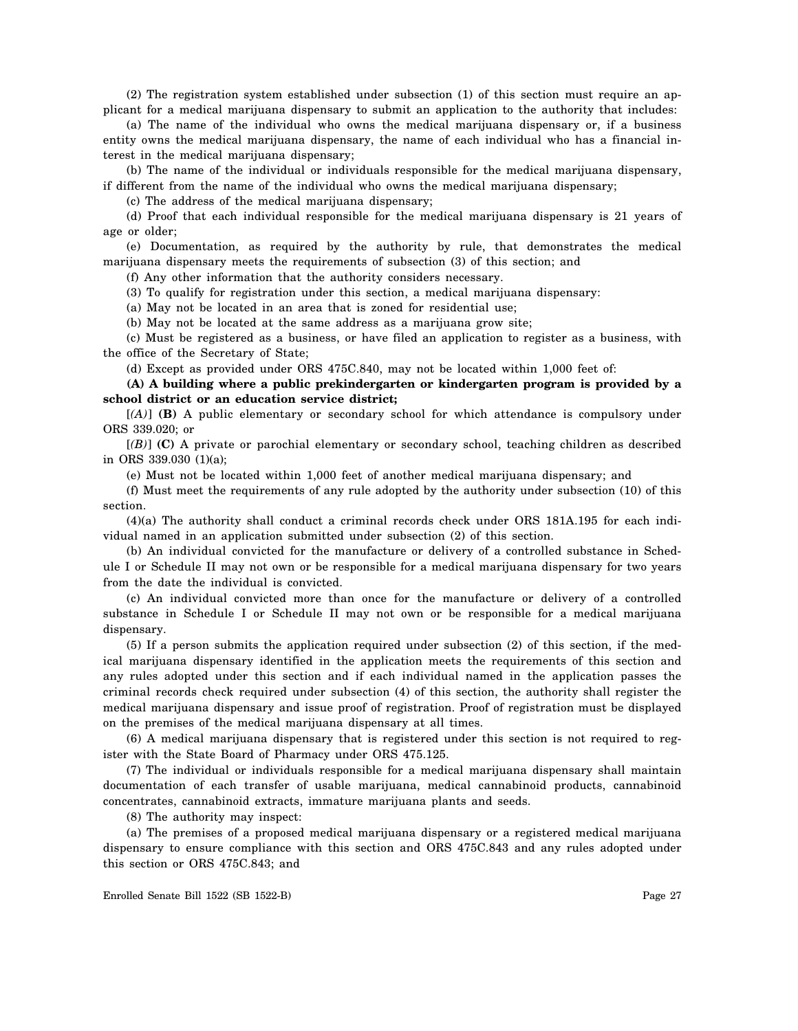(2) The registration system established under subsection (1) of this section must require an applicant for a medical marijuana dispensary to submit an application to the authority that includes:

(a) The name of the individual who owns the medical marijuana dispensary or, if a business entity owns the medical marijuana dispensary, the name of each individual who has a financial interest in the medical marijuana dispensary;

(b) The name of the individual or individuals responsible for the medical marijuana dispensary, if different from the name of the individual who owns the medical marijuana dispensary;

(c) The address of the medical marijuana dispensary;

(d) Proof that each individual responsible for the medical marijuana dispensary is 21 years of age or older;

(e) Documentation, as required by the authority by rule, that demonstrates the medical marijuana dispensary meets the requirements of subsection (3) of this section; and

(f) Any other information that the authority considers necessary.

(3) To qualify for registration under this section, a medical marijuana dispensary:

(a) May not be located in an area that is zoned for residential use;

(b) May not be located at the same address as a marijuana grow site;

(c) Must be registered as a business, or have filed an application to register as a business, with the office of the Secretary of State;

(d) Except as provided under ORS 475C.840, may not be located within 1,000 feet of:

**(A) A building where a public prekindergarten or kindergarten program is provided by a school district or an education service district;**

[*(A)*] **(B)** A public elementary or secondary school for which attendance is compulsory under ORS 339.020; or

[*(B)*] **(C)** A private or parochial elementary or secondary school, teaching children as described in ORS 339.030 (1)(a);

(e) Must not be located within 1,000 feet of another medical marijuana dispensary; and

(f) Must meet the requirements of any rule adopted by the authority under subsection (10) of this section.

(4)(a) The authority shall conduct a criminal records check under ORS 181A.195 for each individual named in an application submitted under subsection (2) of this section.

(b) An individual convicted for the manufacture or delivery of a controlled substance in Schedule I or Schedule II may not own or be responsible for a medical marijuana dispensary for two years from the date the individual is convicted.

(c) An individual convicted more than once for the manufacture or delivery of a controlled substance in Schedule I or Schedule II may not own or be responsible for a medical marijuana dispensary.

(5) If a person submits the application required under subsection (2) of this section, if the medical marijuana dispensary identified in the application meets the requirements of this section and any rules adopted under this section and if each individual named in the application passes the criminal records check required under subsection (4) of this section, the authority shall register the medical marijuana dispensary and issue proof of registration. Proof of registration must be displayed on the premises of the medical marijuana dispensary at all times.

(6) A medical marijuana dispensary that is registered under this section is not required to register with the State Board of Pharmacy under ORS 475.125.

(7) The individual or individuals responsible for a medical marijuana dispensary shall maintain documentation of each transfer of usable marijuana, medical cannabinoid products, cannabinoid concentrates, cannabinoid extracts, immature marijuana plants and seeds.

(8) The authority may inspect:

(a) The premises of a proposed medical marijuana dispensary or a registered medical marijuana dispensary to ensure compliance with this section and ORS 475C.843 and any rules adopted under this section or ORS 475C.843; and

Enrolled Senate Bill 1522 (SB 1522-B)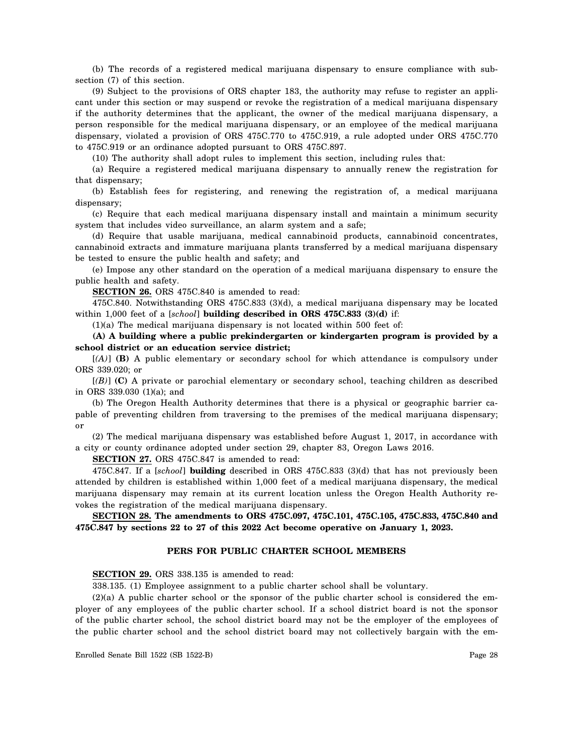(b) The records of a registered medical marijuana dispensary to ensure compliance with subsection (7) of this section.

(9) Subject to the provisions of ORS chapter 183, the authority may refuse to register an applicant under this section or may suspend or revoke the registration of a medical marijuana dispensary if the authority determines that the applicant, the owner of the medical marijuana dispensary, a person responsible for the medical marijuana dispensary, or an employee of the medical marijuana dispensary, violated a provision of ORS 475C.770 to 475C.919, a rule adopted under ORS 475C.770 to 475C.919 or an ordinance adopted pursuant to ORS 475C.897.

(10) The authority shall adopt rules to implement this section, including rules that:

(a) Require a registered medical marijuana dispensary to annually renew the registration for that dispensary;

(b) Establish fees for registering, and renewing the registration of, a medical marijuana dispensary;

(c) Require that each medical marijuana dispensary install and maintain a minimum security system that includes video surveillance, an alarm system and a safe;

(d) Require that usable marijuana, medical cannabinoid products, cannabinoid concentrates, cannabinoid extracts and immature marijuana plants transferred by a medical marijuana dispensary be tested to ensure the public health and safety; and

(e) Impose any other standard on the operation of a medical marijuana dispensary to ensure the public health and safety.

**SECTION 26.** ORS 475C.840 is amended to read:

475C.840. Notwithstanding ORS 475C.833 (3)(d), a medical marijuana dispensary may be located within 1,000 feet of a [*school*] **building described in ORS 475C.833 (3)(d)** if:

(1)(a) The medical marijuana dispensary is not located within 500 feet of:

**(A) A building where a public prekindergarten or kindergarten program is provided by a school district or an education service district;**

[*(A)*] **(B)** A public elementary or secondary school for which attendance is compulsory under ORS 339.020; or

[*(B)*] **(C)** A private or parochial elementary or secondary school, teaching children as described in ORS 339.030 (1)(a); and

(b) The Oregon Health Authority determines that there is a physical or geographic barrier capable of preventing children from traversing to the premises of the medical marijuana dispensary; or

(2) The medical marijuana dispensary was established before August 1, 2017, in accordance with a city or county ordinance adopted under section 29, chapter 83, Oregon Laws 2016.

**SECTION 27.** ORS 475C.847 is amended to read:

475C.847. If a [*school*] **building** described in ORS 475C.833 (3)(d) that has not previously been attended by children is established within 1,000 feet of a medical marijuana dispensary, the medical marijuana dispensary may remain at its current location unless the Oregon Health Authority revokes the registration of the medical marijuana dispensary.

**SECTION 28. The amendments to ORS 475C.097, 475C.101, 475C.105, 475C.833, 475C.840 and 475C.847 by sections 22 to 27 of this 2022 Act become operative on January 1, 2023.**

## PERS FOR PUBLIC CHARTER SCHOOL MEMBERS

**SECTION 29.** ORS 338.135 is amended to read:

338.135. (1) Employee assignment to a public charter school shall be voluntary.

(2)(a) A public charter school or the sponsor of the public charter school is considered the employer of any employees of the public charter school. If a school district board is not the sponsor of the public charter school, the school district board may not be the employer of the employees of the public charter school and the school district board may not collectively bargain with the em-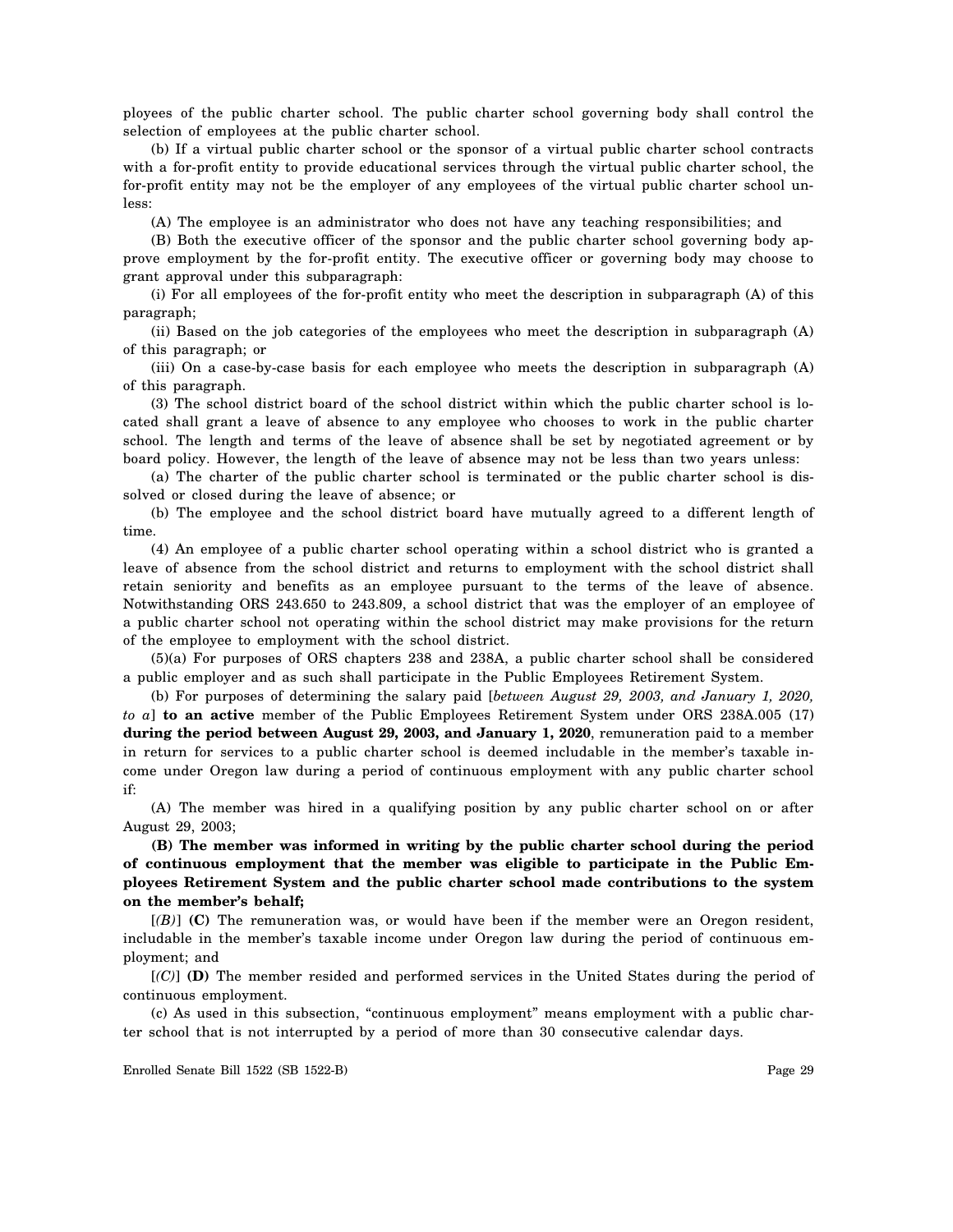ployees of the public charter school. The public charter school governing body shall control the selection of employees at the public charter school.

(b) If a virtual public charter school or the sponsor of a virtual public charter school contracts with a for-profit entity to provide educational services through the virtual public charter school, the for-profit entity may not be the employer of any employees of the virtual public charter school unless:

(A) The employee is an administrator who does not have any teaching responsibilities; and

(B) Both the executive officer of the sponsor and the public charter school governing body approve employment by the for-profit entity. The executive officer or governing body may choose to grant approval under this subparagraph:

(i) For all employees of the for-profit entity who meet the description in subparagraph (A) of this paragraph;

(ii) Based on the job categories of the employees who meet the description in subparagraph (A) of this paragraph; or

(iii) On a case-by-case basis for each employee who meets the description in subparagraph (A) of this paragraph.

(3) The school district board of the school district within which the public charter school is located shall grant a leave of absence to any employee who chooses to work in the public charter school. The length and terms of the leave of absence shall be set by negotiated agreement or by board policy. However, the length of the leave of absence may not be less than two years unless:

(a) The charter of the public charter school is terminated or the public charter school is dissolved or closed during the leave of absence; or

(b) The employee and the school district board have mutually agreed to a different length of time.

(4) An employee of a public charter school operating within a school district who is granted a leave of absence from the school district and returns to employment with the school district shall retain seniority and benefits as an employee pursuant to the terms of the leave of absence. Notwithstanding ORS 243.650 to 243.809, a school district that was the employer of an employee of a public charter school not operating within the school district may make provisions for the return of the employee to employment with the school district.

(5)(a) For purposes of ORS chapters 238 and 238A, a public charter school shall be considered a public employer and as such shall participate in the Public Employees Retirement System.

(b) For purposes of determining the salary paid [*between August 29, 2003, and January 1, 2020, to a*] **to an active** member of the Public Employees Retirement System under ORS 238A.005 (17) **during the period between August 29, 2003, and January 1, 2020**, remuneration paid to a member in return for services to a public charter school is deemed includable in the member's taxable income under Oregon law during a period of continuous employment with any public charter school if:

(A) The member was hired in a qualifying position by any public charter school on or after August 29, 2003;

**(B) The member was informed in writing by the public charter school during the period of continuous employment that the member was eligible to participate in the Public Employees Retirement System and the public charter school made contributions to the system on the member's behalf;**

[*(B)*] **(C)** The remuneration was, or would have been if the member were an Oregon resident, includable in the member's taxable income under Oregon law during the period of continuous employment; and

[*(C)*] **(D)** The member resided and performed services in the United States during the period of continuous employment.

(c) As used in this subsection, "continuous employment" means employment with a public charter school that is not interrupted by a period of more than 30 consecutive calendar days.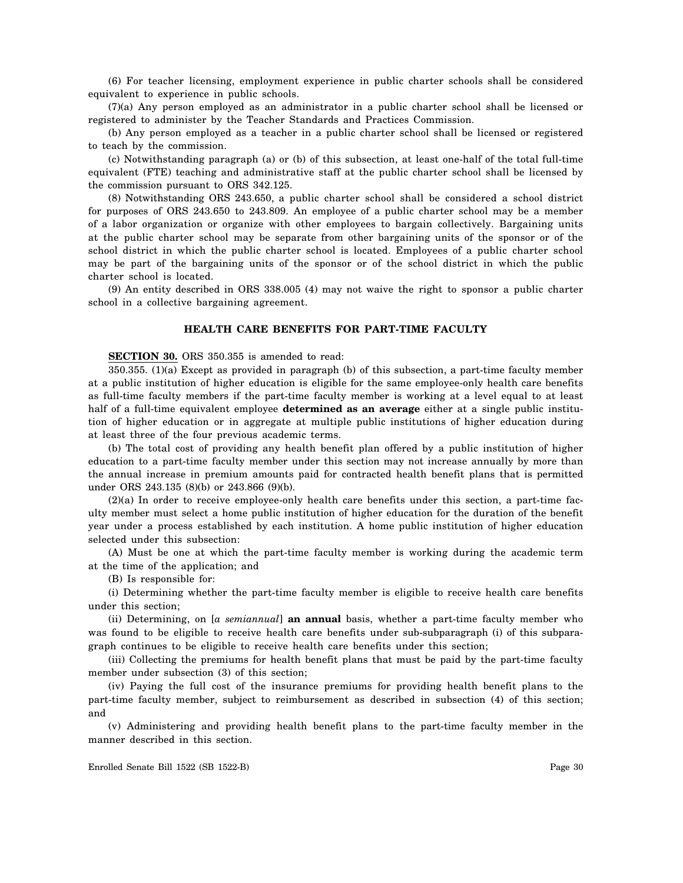(6) For teacher licensing, employment experience in public charter schools shall be considered equivalent to experience in public schools.

(7)(a) Any person employed as an administrator in a public charter school shall be licensed or registered to administer by the Teacher Standards and Practices Commission.

(b) Any person employed as a teacher in a public charter school shall be licensed or registered to teach by the commission.

(c) Notwithstanding paragraph (a) or (b) of this subsection, at least one-half of the total full-time equivalent (FTE) teaching and administrative staff at the public charter school shall be licensed by the commission pursuant to ORS 342.125.

(8) Notwithstanding ORS 243.650, a public charter school shall be considered a school district for purposes of ORS 243.650 to 243.809. An employee of a public charter school may be a member of a labor organization or organize with other employees to bargain collectively. Bargaining units at the public charter school may be separate from other bargaining units of the sponsor or of the school district in which the public charter school is located. Employees of a public charter school may be part of the bargaining units of the sponsor or of the school district in which the public charter school is located.

(9) An entity described in ORS 338.005 (4) may not waive the right to sponsor a public charter school in a collective bargaining agreement.

## HEALTH CARE BENEFITS FOR PART-TIME FACULTY

**SECTION 30.** ORS 350.355 is amended to read:

350.355. (1)(a) Except as provided in paragraph (b) of this subsection, a part-time faculty member at a public institution of higher education is eligible for the same employee-only health care benefits as full-time faculty members if the part-time faculty member is working at a level equal to at least half of a full-time equivalent employee **determined as an average** either at a single public institution of higher education or in aggregate at multiple public institutions of higher education during at least three of the four previous academic terms.

(b) The total cost of providing any health benefit plan offered by a public institution of higher education to a part-time faculty member under this section may not increase annually by more than the annual increase in premium amounts paid for contracted health benefit plans that is permitted under ORS 243.135 (8)(b) or 243.866 (9)(b).

(2)(a) In order to receive employee-only health care benefits under this section, a part-time faculty member must select a home public institution of higher education for the duration of the benefit year under a process established by each institution. A home public institution of higher education selected under this subsection:

(A) Must be one at which the part-time faculty member is working during the academic term at the time of the application; and

(B) Is responsible for:

(i) Determining whether the part-time faculty member is eligible to receive health care benefits under this section;

(ii) Determining, on [*a semiannual*] **an annual** basis, whether a part-time faculty member who was found to be eligible to receive health care benefits under sub-subparagraph (i) of this subparagraph continues to be eligible to receive health care benefits under this section;

(iii) Collecting the premiums for health benefit plans that must be paid by the part-time faculty member under subsection (3) of this section;

(iv) Paying the full cost of the insurance premiums for providing health benefit plans to the part-time faculty member, subject to reimbursement as described in subsection (4) of this section; and

(v) Administering and providing health benefit plans to the part-time faculty member in the manner described in this section.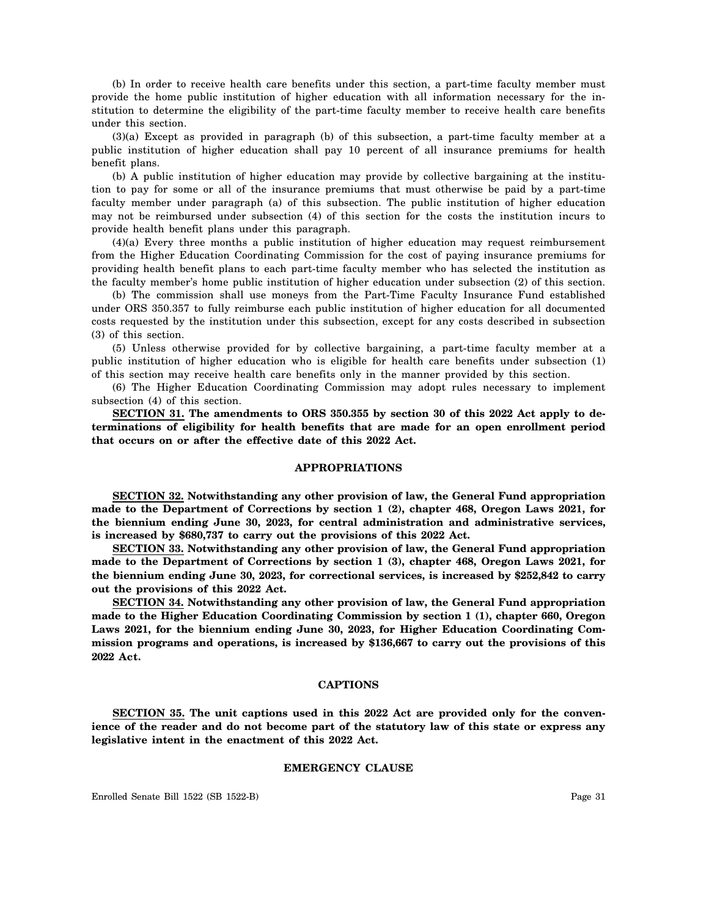(b) In order to receive health care benefits under this section, a part-time faculty member must provide the home public institution of higher education with all information necessary for the institution to determine the eligibility of the part-time faculty member to receive health care benefits under this section.

(3)(a) Except as provided in paragraph (b) of this subsection, a part-time faculty member at a public institution of higher education shall pay 10 percent of all insurance premiums for health benefit plans.

(b) A public institution of higher education may provide by collective bargaining at the institution to pay for some or all of the insurance premiums that must otherwise be paid by a part-time faculty member under paragraph (a) of this subsection. The public institution of higher education may not be reimbursed under subsection (4) of this section for the costs the institution incurs to provide health benefit plans under this paragraph.

(4)(a) Every three months a public institution of higher education may request reimbursement from the Higher Education Coordinating Commission for the cost of paying insurance premiums for providing health benefit plans to each part-time faculty member who has selected the institution as the faculty member's home public institution of higher education under subsection (2) of this section.

(b) The commission shall use moneys from the Part-Time Faculty Insurance Fund established under ORS 350.357 to fully reimburse each public institution of higher education for all documented costs requested by the institution under this subsection, except for any costs described in subsection (3) of this section.

(5) Unless otherwise provided for by collective bargaining, a part-time faculty member at a public institution of higher education who is eligible for health care benefits under subsection (1) of this section may receive health care benefits only in the manner provided by this section.

(6) The Higher Education Coordinating Commission may adopt rules necessary to implement subsection (4) of this section.

**SECTION 31. The amendments to ORS 350.355 by section 30 of this 2022 Act apply to determinations of eligibility for health benefits that are made for an open enrollment period that occurs on or after the effective date of this 2022 Act.**

## APPROPRIATIONS

**SECTION 32. Notwithstanding any other provision of law, the General Fund appropriation made to the Department of Corrections by section 1 (2), chapter 468, Oregon Laws 2021, for the biennium ending June 30, 2023, for central administration and administrative services, is increased by $680,737 to carry out the provisions of this 2022 Act.**

**SECTION 33. Notwithstanding any other provision of law, the General Fund appropriation made to the Department of Corrections by section 1 (3), chapter 468, Oregon Laws 2021, for the biennium ending June 30, 2023, for correctional services, is increased by $252,842 to carry out the provisions of this 2022 Act.**

**SECTION 34. Notwithstanding any other provision of law, the General Fund appropriation made to the Higher Education Coordinating Commission by section 1 (1), chapter 660, Oregon Laws 2021, for the biennium ending June 30, 2023, for Higher Education Coordinating Commission programs and operations, is increased by $136,667 to carry out the provisions of this 2022 Act.**

## CAPTIONS

**SECTION 35. The unit captions used in this 2022 Act are provided only for the convenience of the reader and do not become part of the statutory law of this state or express any legislative intent in the enactment of this 2022 Act.**

## EMERGENCY CLAUSE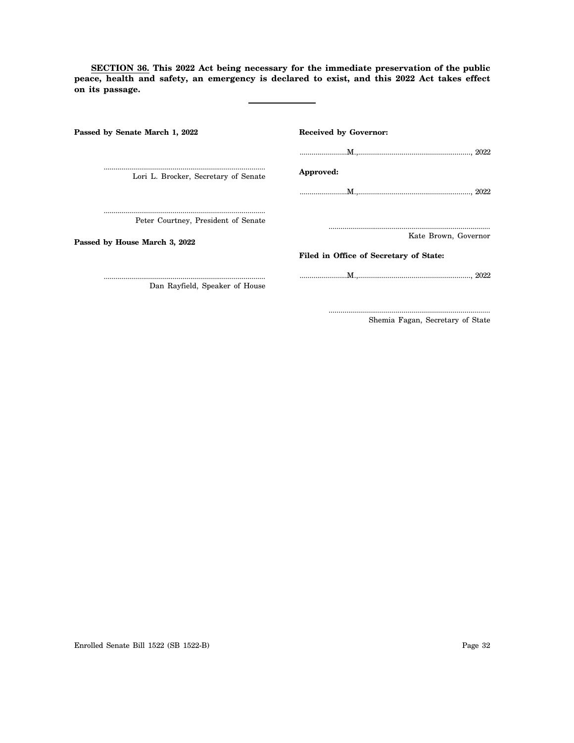**<u>SECTION 36.</u> This 2022 Act being necessary for the immediate preservation of the public peace, health and safety, an emergency is declared to exist, and this 2022 Act takes effect on its passage.**

---

**Passed by Senate March 1, 2022**

..................................................................................
Lori L. Brocker, Secretary of Senate

..................................................................................
Peter Courtney, President of Senate

**Passed by House March 3, 2022**

..................................................................................
Dan Rayfield, Speaker of House

**Received by Governor:**

........................M.,........................................................., 2022

**Approved:**

........................M.,........................................................., 2022

..................................................................................
Kate Brown, Governor

**Filed in Office of Secretary of State:**

........................M.,........................................................., 2022

..................................................................................
Shemia Fagan, Secretary of State

Enrolled Senate Bill 1522 (SB 1522-B)